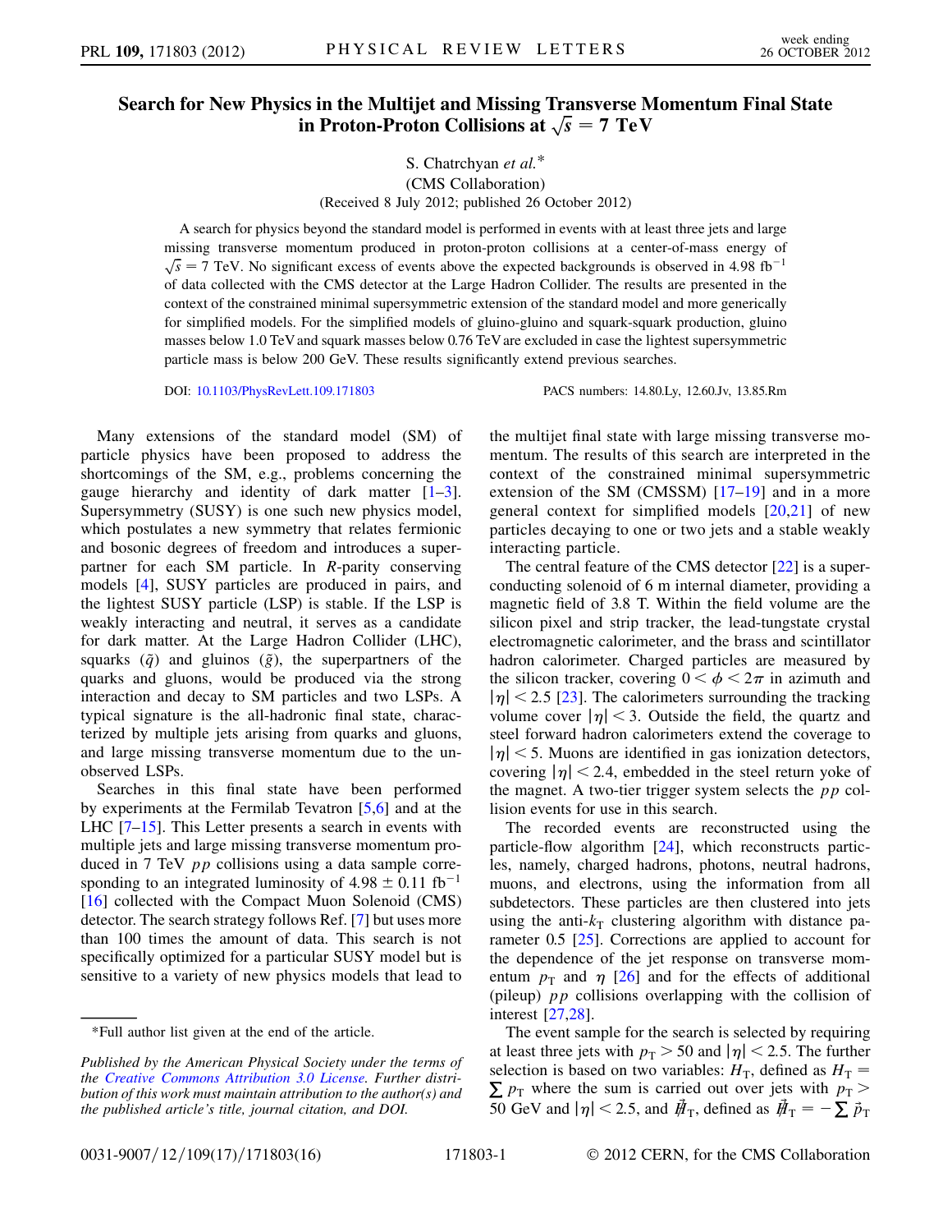# Search for New Physics in the Multijet and Missing Transverse Momentum Final State in Proton-Proton Collisions at $\sqrt{s} = 7$ TeV

S. Chatrchyan *et al.*\*

(CMS Collaboration)

(Received 8 July 2012; published 26 October 2012)

A search for physics beyond the standard model is performed in events with at least three jets and large missing transverse momentum produced in proton-proton collisions at a center-of-mass energy of $\sqrt{s} = 7$ TeV. No significant excess of events above the expected backgrounds is observed in 4.98 $\text{fb}^{-1}$ of data collected with the CMS detector at the Large Hadron Collider. The results are presented in the context of the constrained minimal supersymmetric extension of the standard model and more generically for simplified models. For the simplified models of gluino-gluino and squark-squark production, gluino masses below 1.0 TeV and squark masses below 0.76 TeV are excluded in case the lightest supersymmetric particle mass is below 200 GeV. These results significantly extend previous searches.

DOI: 10.1103/PhysRevLett.109.171803 PACS numbers: 14.80.Ly, 12.60.Jv, 13.85.Rm

Many extensions of the standard model (SM) of particle physics have been proposed to address the shortcomings of the SM, e.g., problems concerning the gauge hierarchy and identity of dark matter [1–3]. Supersymmetry (SUSY) is one such new physics model, which postulates a new symmetry that relates fermionic and bosonic degrees of freedom and introduces a superpartner for each SM particle. In *R*-parity conserving models [4], SUSY particles are produced in pairs, and the lightest SUSY particle (LSP) is stable. If the LSP is weakly interacting and neutral, it serves as a candidate for dark matter. At the Large Hadron Collider (LHC), squarks ($\tilde{q}$) and gluinos ($\tilde{g}$), the superpartners of the quarks and gluons, would be produced via the strong interaction and decay to SM particles and two LSPs. A typical signature is the all-hadronic final state, characterized by multiple jets arising from quarks and gluons, and large missing transverse momentum due to the unobserved LSPs.

Searches in this final state have been performed by experiments at the Fermilab Tevatron [5,6] and at the LHC [7–15]. This Letter presents a search in events with multiple jets and large missing transverse momentum produced in 7 TeV $pp$ collisions using a data sample corresponding to an integrated luminosity of $4.98 \pm 0.11$ $\text{fb}^{-1}$ [16] collected with the Compact Muon Solenoid (CMS) detector. The search strategy follows Ref. [7] but uses more than 100 times the amount of data. This search is not specifically optimized for a particular SUSY model but is sensitive to a variety of new physics models that lead to the multijet final state with large missing transverse momentum. The results of this search are interpreted in the context of the constrained minimal supersymmetric extension of the SM (CMSSM) [17–19] and in a more general context for simplified models [20,21] of new particles decaying to one or two jets and a stable weakly interacting particle.

The central feature of the CMS detector [22] is a superconducting solenoid of 6 m internal diameter, providing a magnetic field of 3.8 T. Within the field volume are the silicon pixel and strip tracker, the lead-tungstate crystal electromagnetic calorimeter, and the brass and scintillator hadron calorimeter. Charged particles are measured by the silicon tracker, covering $0 < \phi < 2\pi$ in azimuth and $|\eta| < 2.5$ [23]. The calorimeters surrounding the tracking volume cover $|\eta| < 3$. Outside the field, the quartz and steel forward hadron calorimeters extend the coverage to $|\eta| < 5$. Muons are identified in gas ionization detectors, covering $|\eta| < 2.4$, embedded in the steel return yoke of the magnet. A two-tier trigger system selects the $pp$ collision events for use in this search.

The recorded events are reconstructed using the particle-flow algorithm [24], which reconstructs particles, namely, charged hadrons, photons, neutral hadrons, muons, and electrons, using the information from all subdetectors. These particles are then clustered into jets using the anti-$k_T$ clustering algorithm with distance parameter 0.5 [25]. Corrections are applied to account for the dependence of the jet response on transverse momentum $p_T$ and $\eta$ [26] and for the effects of additional (pileup) $pp$ collisions overlapping with the collision of interest [27,28].

The event sample for the search is selected by requiring at least three jets with $p_T > 50$ and $|\eta| < 2.5$. The further selection is based on two variables: $H_T$, defined as $H_T = \sum p_T$ where the sum is carried out over jets with $p_T > 50$ GeV and $|\eta| < 2.5$, and $\not{H}_T$, defined as $\vec{\not{H}}_T = -\sum \vec{p}_T$

---

\*Full author list given at the end of the article.

*Published by the American Physical Society under the terms of the Creative Commons Attribution 3.0 License. Further distribution of this work must maintain attribution to the author(s) and the published article's title, journal citation, and DOI.*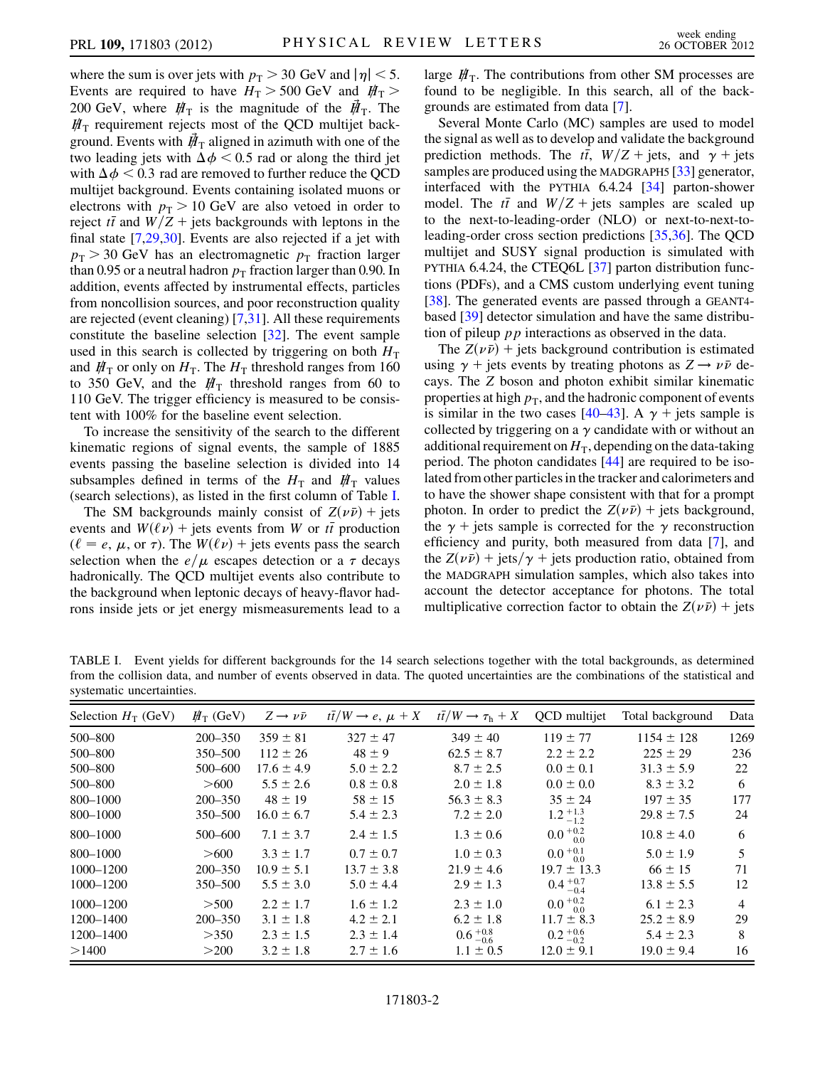where the sum is over jets with $p_T > 30$ GeV and $|\eta| < 5$. Events are required to have $H_T > 500$ GeV and $\not{H}_T > 200$ GeV, where $\not{H}_T$ is the magnitude of the $\vec{\not{H}}_T$. The $\not{H}_T$ requirement rejects most of the QCD multijet background. Events with $\vec{\not{H}}_T$ aligned in azimuth with one of the two leading jets with $\Delta\phi < 0.5$ rad or along the third jet with $\Delta\phi < 0.3$ rad are removed to further reduce the QCD multijet background. Events containing isolated muons or electrons with $p_T > 10$ GeV are also vetoed in order to reject $t\bar{t}$ and $W/Z$ + jets backgrounds with leptons in the final state [7,29,30]. Events are also rejected if a jet with $p_T > 30$ GeV has an electromagnetic $p_T$ fraction larger than 0.95 or a neutral hadron $p_T$ fraction larger than 0.90. In addition, events affected by instrumental effects, particles from noncollision sources, and poor reconstruction quality are rejected (event cleaning) [7,31]. All these requirements constitute the baseline selection [32]. The event sample used in this search is collected by triggering on both $H_T$ and $\not{H}_T$ or only on $H_T$. The $H_T$ threshold ranges from 160 to 350 GeV, and the $\not{H}_T$ threshold ranges from 60 to 110 GeV. The trigger efficiency is measured to be consistent with 100% for the baseline event selection.

To increase the sensitivity of the search to the different kinematic regions of signal events, the sample of 1885 events passing the baseline selection is divided into 14 subsamples defined in terms of the $H_T$ and $\not{H}_T$ values (search selections), as listed in the first column of Table I.

The SM backgrounds mainly consist of $Z(\nu\bar{\nu})$ + jets events and $W(\ell\nu)$ + jets events from $W$ or $t\bar{t}$ production ($\ell = e$, $\mu$, or $\tau$). The $W(\ell\nu)$ + jets events pass the search selection when the $e/\mu$ escapes detection or a $\tau$ decays hadronically. The QCD multijet events also contribute to the background when leptonic decays of heavy-flavor hadrons inside jets or jet energy mismeasurements lead to a large $\not{H}_T$. The contributions from other SM processes are found to be negligible. In this search, all of the backgrounds are estimated from data [7].

Several Monte Carlo (MC) samples are used to model the signal as well as to develop and validate the background prediction methods. The $t\bar{t}$, $W/Z$ + jets, and $\gamma$ + jets samples are produced using the MADGRAPH5 [33] generator, interfaced with the PYTHIA 6.4.24 [34] parton-shower model. The $t\bar{t}$ and $W/Z$ + jets samples are scaled up to the next-to-leading-order (NLO) or next-to-next-to-leading-order cross section predictions [35,36]. The QCD multijet and SUSY signal production is simulated with PYTHIA 6.4.24, the CTEQ6L [37] parton distribution functions (PDFs), and a CMS custom underlying event tuning [38]. The generated events are passed through a GEANT4-based [39] detector simulation and have the same distribution of pileup $pp$ interactions as observed in the data.

The $Z(\nu\bar{\nu})$ + jets background contribution is estimated using $\gamma$ + jets events by treating photons as $Z \to \nu\bar{\nu}$ decays. The $Z$ boson and photon exhibit similar kinematic properties at high $p_T$, and the hadronic component of events is similar in the two cases [40–43]. A $\gamma$ + jets sample is collected by triggering on a $\gamma$ candidate with or without an additional requirement on $H_T$, depending on the data-taking period. The photon candidates [44] are required to be isolated from other particles in the tracker and calorimeters and to have the shower shape consistent with that for a prompt photon. In order to predict the $Z(\nu\bar{\nu})$ + jets background, the $\gamma$ + jets sample is corrected for the $\gamma$ reconstruction efficiency and purity, both measured from data [7], and the $Z(\nu\bar{\nu})$ + jets/$\gamma$ + jets production ratio, obtained from the MADGRAPH simulation samples, which also takes into account the detector acceptance for photons. The total multiplicative correction factor to obtain the $Z(\nu\bar{\nu})$ + jets

TABLE I. Event yields for different backgrounds for the 14 search selections together with the total backgrounds, as determined from the collision data, and number of events observed in data. The quoted uncertainties are the combinations of the statistical and systematic uncertainties.

| Selection $H_T$ (GeV) | $\not{H}_T$ (GeV) | $Z \to \nu\bar{\nu}$ | $t\bar{t}/W \to e, \mu + X$ | $t\bar{t}/W \to \tau_h + X$ | QCD multijet | Total background | Data |
|---|---|---|---|---|---|---|---|
| 500–800 | 200–350 | $359 \pm 81$ | $327 \pm 47$ | $349 \pm 40$ | $119 \pm 77$ | $1154 \pm 128$ | 1269 |
| 500–800 | 350–500 | $112 \pm 26$ | $48 \pm 9$ | $62.5 \pm 8.7$ | $2.2 \pm 2.2$ | $225 \pm 29$ | 236 |
| 500–800 | 500–600 | $17.6 \pm 4.9$ | $5.0 \pm 2.2$ | $8.7 \pm 2.5$ | $0.0 \pm 0.1$ | $31.3 \pm 5.9$ | 22 |
| 500–800 | >600 | $5.5 \pm 2.6$ | $0.8 \pm 0.8$ | $2.0 \pm 1.8$ | $0.0 \pm 0.0$ | $8.3 \pm 3.2$ | 6 |
| 800–1000 | 200–350 | $48 \pm 19$ | $58 \pm 15$ | $56.3 \pm 8.3$ | $35 \pm 24$ | $197 \pm 35$ | 177 |
| 800–1000 | 350–500 | $16.0 \pm 6.7$ | $5.4 \pm 2.3$ | $7.2 \pm 2.0$ | $1.2^{+1.3}_{-1.2}$ | $29.8 \pm 7.5$ | 24 |
| 800–1000 | 500–600 | $7.1 \pm 3.7$ | $2.4 \pm 1.5$ | $1.3 \pm 0.6$ | $0.0^{+0.2}_{-0.0}$ | $10.8 \pm 4.0$ | 6 |
| 800–1000 | >600 | $3.3 \pm 1.7$ | $0.7 \pm 0.7$ | $1.0 \pm 0.3$ | $0.0^{+0.1}_{-0.0}$ | $5.0 \pm 1.9$ | 5 |
| 1000–1200 | 200–350 | $10.9 \pm 5.1$ | $13.7 \pm 3.8$ | $21.9 \pm 4.6$ | $19.7 \pm 13.3$ | $66 \pm 15$ | 71 |
| 1000–1200 | 350–500 | $5.5 \pm 3.0$ | $5.0 \pm 4.4$ | $2.9 \pm 1.3$ | $0.4^{+0.7}_{-0.4}$ | $13.8 \pm 5.5$ | 12 |
| 1000–1200 | >500 | $2.2 \pm 1.7$ | $1.6 \pm 1.2$ | $2.3 \pm 1.0$ | $0.0^{+0.2}_{-0.0}$ | $6.1 \pm 2.3$ | 4 |
| 1200–1400 | 200–350 | $3.1 \pm 1.8$ | $4.2 \pm 2.1$ | $6.2 \pm 1.8$ | $11.7 \pm 8.3$ | $25.2 \pm 8.9$ | 29 |
| 1200–1400 | >350 | $2.3 \pm 1.5$ | $2.3 \pm 1.4$ | $0.6^{+0.8}_{-0.6}$ | $0.2^{+0.6}_{-0.2}$ | $5.4 \pm 2.3$ | 8 |
| >1400 | >200 | $3.2 \pm 1.8$ | $2.7 \pm 1.6$ | $1.1 \pm 0.5$ | $12.0 \pm 9.1$ | $19.0 \pm 9.4$ | 16 |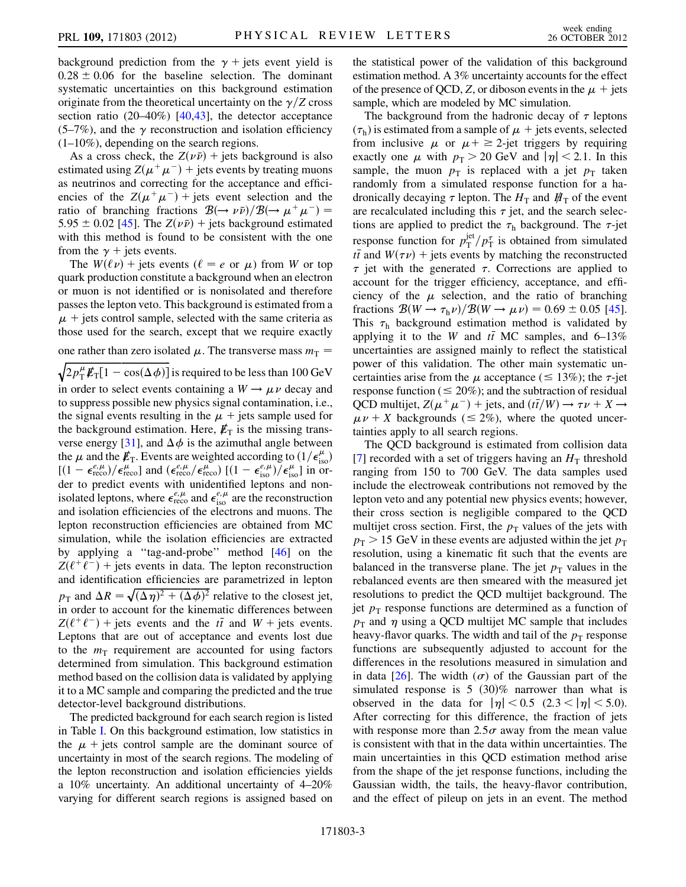background prediction from the $\gamma$ + jets event yield is $0.28 \pm 0.06$ for the baseline selection. The dominant systematic uncertainties on this background estimation originate from the theoretical uncertainty on the $\gamma/Z$ cross section ratio (20–40%) [40,43], the detector acceptance (5–7%), and the $\gamma$ reconstruction and isolation efficiency (1–10%), depending on the search regions.

As a cross check, the $Z(\nu\bar{\nu})$ + jets background is also estimated using $Z(\mu^+\mu^-)$ + jets events by treating muons as neutrinos and correcting for the acceptance and efficiencies of the $Z(\mu^+\mu^-)$ + jets event selection and the ratio of branching fractions $\mathcal{B}(\to \nu\bar{\nu})/\mathcal{B}(\to \mu^+\mu^-) = 5.95 \pm 0.02$ [45]. The $Z(\nu\bar{\nu})$ + jets background estimated with this method is found to be consistent with the one from the $\gamma$ + jets events.

The $W(\ell\nu)$ + jets events ($\ell = e$ or $\mu$) from $W$ or top quark production constitute a background when an electron or muon is not identified or is nonisolated and therefore passes the lepton veto. This background is estimated from a $\mu$ + jets control sample, selected with the same criteria as those used for the search, except that we require exactly one rather than zero isolated $\mu$. The transverse mass $m_T = \sqrt{2p_T^{\mu}\not{E}_T[1 - \cos(\Delta\phi)]}$ is required to be less than 100 GeV in order to select events containing a $W \to \mu\nu$ decay and to suppress possible new physics signal contamination, i.e., the signal events resulting in the $\mu$ + jets sample used for the background estimation. Here, $\not{E}_T$ is the missing transverse energy [31], and $\Delta\phi$ is the azimuthal angle between the $\mu$ and the $\not{E}_T$. Events are weighted according to $(1/\epsilon_{\rm iso}^{\mu})$ $[(1 - \epsilon_{\rm reco}^{e,\mu})/\epsilon_{\rm reco}^{\mu}]$ and $(\epsilon_{\rm reco}^{e,\mu}/\epsilon_{\rm reco}^{\mu})$ $[(1 - \epsilon_{\rm iso}^{e,\mu})/\epsilon_{\rm iso}^{\mu}]$ in order to predict events with unidentified leptons and nonisolated leptons, where $\epsilon_{\rm reco}^{e,\mu}$ and $\epsilon_{\rm iso}^{e,\mu}$ are the reconstruction and isolation efficiencies of the electrons and muons. The lepton reconstruction efficiencies are obtained from MC simulation, while the isolation efficiencies are extracted by applying a "tag-and-probe" method [46] on the $Z(\ell^+\ell^-)$ + jets events in data. The lepton reconstruction and identification efficiencies are parametrized in lepton $p_T$ and $\Delta R = \sqrt{(\Delta\eta)^2 + (\Delta\phi)^2}$ relative to the closest jet, in order to account for the kinematic differences between $Z(\ell^+\ell^-)$ + jets events and the $t\bar{t}$ and $W$ + jets events. Leptons that are out of acceptance and events lost due to the $m_T$ requirement are accounted for using factors determined from simulation. This background estimation method based on the collision data is validated by applying it to a MC sample and comparing the predicted and the true detector-level background distributions.

The predicted background for each search region is listed in Table I. On this background estimation, low statistics in the $\mu$ + jets control sample are the dominant source of uncertainty in most of the search regions. The modeling of the lepton reconstruction and isolation efficiencies yields a 10% uncertainty. An additional uncertainty of 4–20% varying for different search regions is assigned based on the statistical power of the validation of this background estimation method. A 3% uncertainty accounts for the effect of the presence of QCD, $Z$, or diboson events in the $\mu$ + jets sample, which are modeled by MC simulation.

The background from the hadronic decay of $\tau$ leptons ($\tau_h$) is estimated from a sample of $\mu$ + jets events, selected from inclusive $\mu$ or $\mu + \geq 2$-jet triggers by requiring exactly one $\mu$ with $p_T > 20$ GeV and $|\eta| < 2.1$. In this sample, the muon $p_T$ is replaced with a jet $p_T$ taken randomly from a simulated response function for a hadronically decaying $\tau$ lepton. The $H_T$ and $\not{H}_T$ of the event are recalculated including this $\tau$ jet, and the search selections are applied to predict the $\tau_h$ background. The $\tau$-jet response function for $p_T^{\rm jet}/p_T^{\tau}$ is obtained from simulated $t\bar{t}$ and $W(\tau\nu)$ + jets events by matching the reconstructed $\tau$ jet with the generated $\tau$. Corrections are applied to account for the trigger efficiency, acceptance, and efficiency of the $\mu$ selection, and the ratio of branching fractions $\mathcal{B}(W \to \tau_h\nu)/\mathcal{B}(W \to \mu\nu) = 0.69 \pm 0.05$ [45]. This $\tau_h$ background estimation method is validated by applying it to the $W$ and $t\bar{t}$ MC samples, and 6–13% uncertainties are assigned mainly to reflect the statistical power of this validation. The other main systematic uncertainties arise from the $\mu$ acceptance ($\leq 13\%$); the $\tau$-jet response function ($\leq 20\%$); and the subtraction of residual QCD multijet, $Z(\mu^+\mu^-)$ + jets, and $(t\bar{t}/W) \to \tau\nu + X \to \mu\nu + X$ backgrounds ($\leq 2\%$), where the quoted uncertainties apply to all search regions.

The QCD background is estimated from collision data [7] recorded with a set of triggers having an $H_T$ threshold ranging from 150 to 700 GeV. The data samples used include the electroweak contributions not removed by the lepton veto and any potential new physics events; however, their cross section is negligible compared to the QCD multijet cross section. First, the $p_T$ values of the jets with $p_T > 15$ GeV in these events are adjusted within the jet $p_T$ resolution, using a kinematic fit such that the events are balanced in the transverse plane. The jet $p_T$ values in the rebalanced events are then smeared with the measured jet resolutions to predict the QCD multijet background. The jet $p_T$ response functions are determined as a function of $p_T$ and $\eta$ using a QCD multijet MC sample that includes heavy-flavor quarks. The width and tail of the $p_T$ response functions are subsequently adjusted to account for the differences in the resolutions measured in simulation and in data [26]. The width ($\sigma$) of the Gaussian part of the simulated response is 5 (30)% narrower than what is observed in the data for $|\eta| < 0.5$ $(2.3 < |\eta| < 5.0)$. After correcting for this difference, the fraction of jets with response more than $2.5\sigma$ away from the mean value is consistent with that in the data within uncertainties. The main uncertainties in this QCD estimation method arise from the shape of the jet response functions, including the Gaussian width, the tails, the heavy-flavor contribution, and the effect of pileup on jets in an event. The method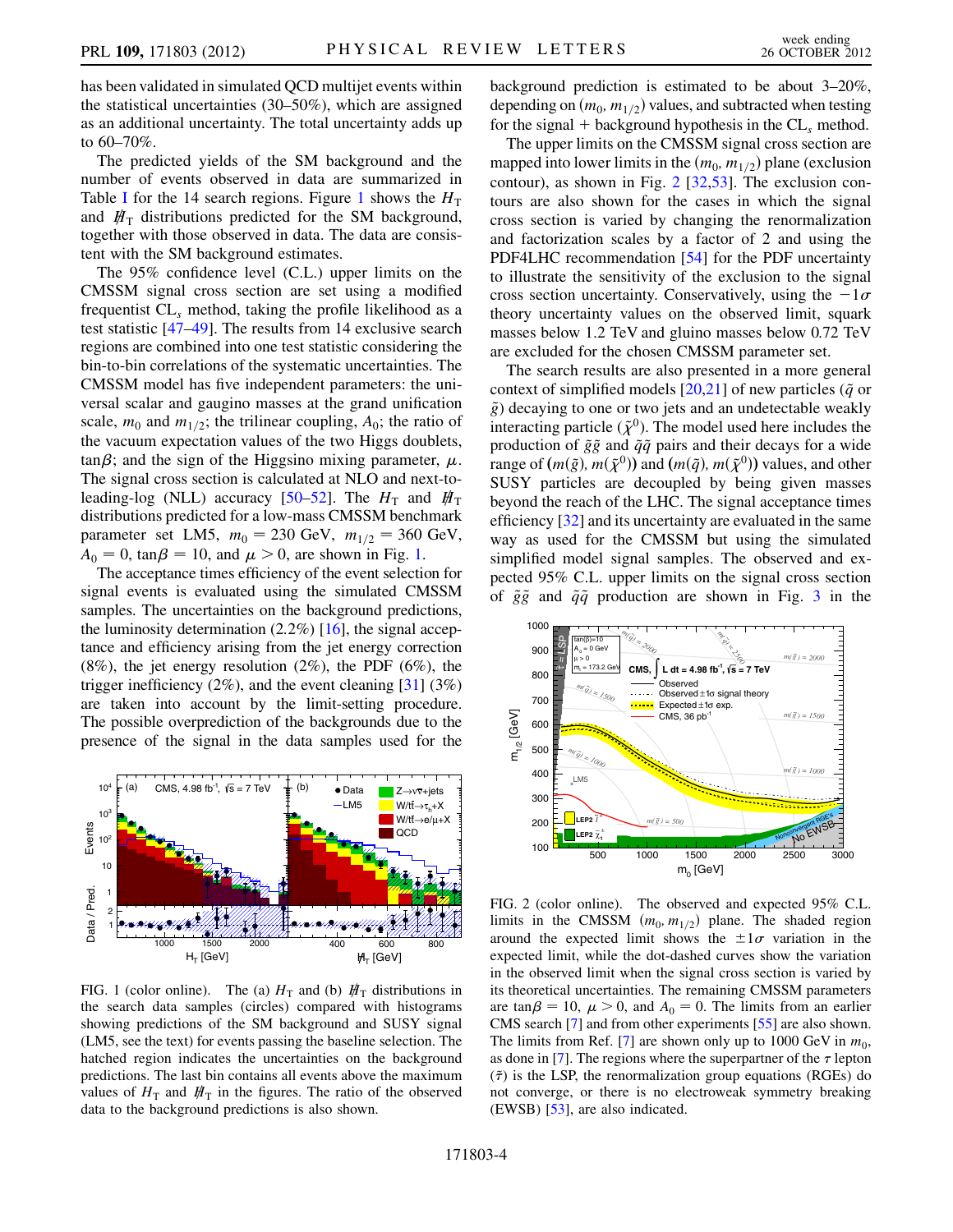has been validated in simulated QCD multijet events within the statistical uncertainties (30–50%), which are assigned as an additional uncertainty. The total uncertainty adds up to 60–70%.

The predicted yields of the SM background and the number of events observed in data are summarized in Table I for the 14 search regions. Figure 1 shows the $H_T$ and $\not{H}_T$ distributions predicted for the SM background, together with those observed in data. The data are consistent with the SM background estimates.

The 95% confidence level (C.L.) upper limits on the CMSSM signal cross section are set using a modified frequentist $\mathrm{CL}_s$ method, taking the profile likelihood as a test statistic [47–49]. The results from 14 exclusive search regions are combined into one test statistic considering the bin-to-bin correlations of the systematic uncertainties. The CMSSM model has five independent parameters: the universal scalar and gaugino masses at the grand unification scale, $m_0$ and $m_{1/2}$; the trilinear coupling, $A_0$; the ratio of the vacuum expectation values of the two Higgs doublets, $\tan\beta$; and the sign of the Higgsino mixing parameter, $\mu$. The signal cross section is calculated at NLO and next-to-leading-log (NLL) accuracy [50–52]. The $H_T$ and $\not{H}_T$ distributions predicted for a low-mass CMSSM benchmark parameter set LM5, $m_0 = 230$ GeV, $m_{1/2} = 360$ GeV, $A_0 = 0$, $\tan\beta = 10$, and $\mu > 0$, are shown in Fig. 1.

The acceptance times efficiency of the event selection for signal events is evaluated using the simulated CMSSM samples. The uncertainties on the background predictions, the luminosity determination (2.2%) [16], the signal acceptance and efficiency arising from the jet energy correction (8%), the jet energy resolution (2%), the PDF (6%), the trigger inefficiency (2%), and the event cleaning [31] (3%) are taken into account by the limit-setting procedure. The possible overprediction of the backgrounds due to the presence of the signal in the data samples used for the background prediction is estimated to be about 3–20%, depending on $(m_0, m_{1/2})$ values, and subtracted when testing for the signal + background hypothesis in the $\mathrm{CL}_s$ method.

FIG. 1 (color online). The (a) $H_T$ and (b) $\not{H}_T$ distributions in the search data samples (circles) compared with histograms showing predictions of the SM background and SUSY signal (LM5, see the text) for events passing the baseline selection. The hatched region indicates the uncertainties on the background predictions. The last bin contains all events above the maximum values of $H_T$ and $\not{H}_T$ in the figures. The ratio of the observed data to the background predictions is also shown.

The upper limits on the CMSSM signal cross section are mapped into lower limits in the $(m_0, m_{1/2})$ plane (exclusion contour), as shown in Fig. 2 [32,53]. The exclusion contours are also shown for the cases in which the signal cross section is varied by changing the renormalization and factorization scales by a factor of 2 and using the PDF4LHC recommendation [54] for the PDF uncertainty to illustrate the sensitivity of the exclusion to the signal cross section uncertainty. Conservatively, using the $-1\sigma$ theory uncertainty values on the observed limit, squark masses below 1.2 TeV and gluino masses below 0.72 TeV are excluded for the chosen CMSSM parameter set.

The search results are also presented in a more general context of simplified models [20,21] of new particles ($\tilde{q}$ or $\tilde{g}$) decaying to one or two jets and an undetectable weakly interacting particle ($\tilde{\chi}^0$). The model used here includes the production of $\tilde{g}\tilde{g}$ and $\tilde{q}\tilde{q}$ pairs and their decays for a wide range of $(m(\tilde{g}), m(\tilde{\chi}^0))$ and $(m(\tilde{q}), m(\tilde{\chi}^0))$ values, and other SUSY particles are decoupled by being given masses beyond the reach of the LHC. The signal acceptance times efficiency [32] and its uncertainty are evaluated in the same way as used for the CMSSM but using the simulated simplified model signal samples. The observed and expected 95% C.L. upper limits on the signal cross section of $\tilde{g}\tilde{g}$ and $\tilde{q}\tilde{q}$ production are shown in Fig. 3 in the

FIG. 2 (color online). The observed and expected 95% C.L. limits in the CMSSM $(m_0, m_{1/2})$ plane. The shaded region around the expected limit shows the $\pm 1\sigma$ variation in the expected limit, while the dot-dashed curves show the variation in the observed limit when the signal cross section is varied by its theoretical uncertainties. The remaining CMSSM parameters are $\tan\beta = 10$, $\mu > 0$, and $A_0 = 0$. The limits from an earlier CMS search [7] and from other experiments [55] are also shown. The limits from Ref. [7] are shown only up to 1000 GeV in $m_0$, as done in [7]. The regions where the superpartner of the $\tau$ lepton ($\tilde{\tau}$) is the LSP, the renormalization group equations (RGEs) do not converge, or there is no electroweak symmetry breaking (EWSB) [53], are also indicated.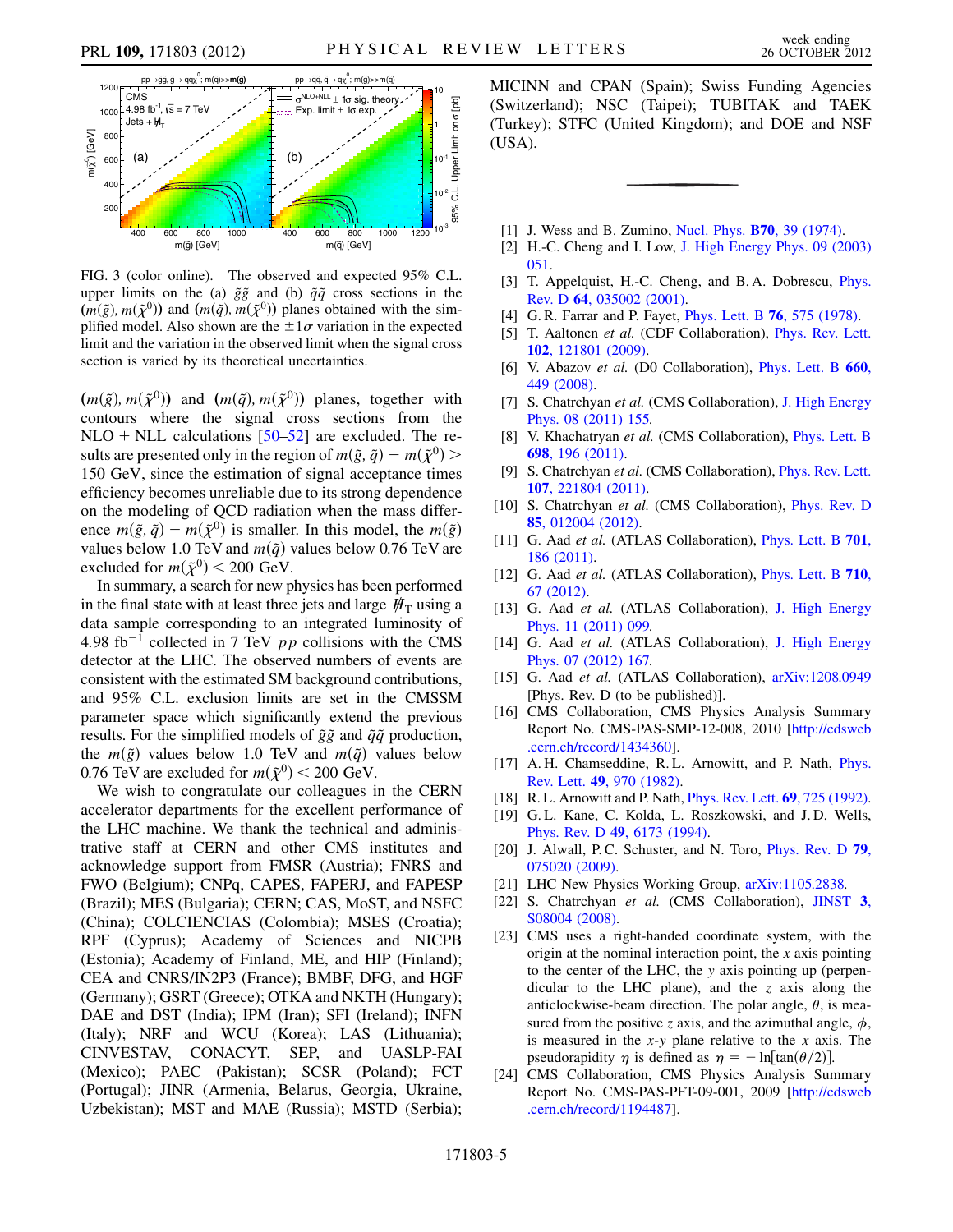FIG. 3 (color online). The observed and expected 95% C.L. upper limits on the (a) $\tilde{g}\tilde{g}$ and (b) $\tilde{q}\tilde{q}$ cross sections in the $(m(\tilde{g}), m(\tilde{\chi}^0))$ and $(m(\tilde{q}), m(\tilde{\chi}^0))$ planes obtained with the simplified model. Also shown are the $\pm 1\sigma$ variation in the expected limit and the variation in the observed limit when the signal cross section is varied by its theoretical uncertainties.

$(m(\tilde{g}), m(\tilde{\chi}^0))$ and $(m(\tilde{q}), m(\tilde{\chi}^0))$ planes, together with contours where the signal cross sections from the NLO + NLL calculations [50–52] are excluded. The results are presented only in the region of $m(\tilde{g}, \tilde{q}) - m(\tilde{\chi}^0) > 150$ GeV, since the estimation of signal acceptance times efficiency becomes unreliable due to its strong dependence on the modeling of QCD radiation when the mass difference $m(\tilde{g}, \tilde{q}) - m(\tilde{\chi}^0)$ is smaller. In this model, the $m(\tilde{g})$ values below 1.0 TeV and $m(\tilde{q})$ values below 0.76 TeV are excluded for $m(\tilde{\chi}^0) < 200$ GeV.

In summary, a search for new physics has been performed in the final state with at least three jets and large $\not{H}_T$ using a data sample corresponding to an integrated luminosity of 4.98 fb$^{-1}$ collected in 7 TeV $pp$ collisions with the CMS detector at the LHC. The observed numbers of events are consistent with the estimated SM background contributions, and 95% C.L. exclusion limits are set in the CMSSM parameter space which significantly extend the previous results. For the simplified models of $\tilde{g}\tilde{g}$ and $\tilde{q}\tilde{q}$ production, the $m(\tilde{g})$ values below 1.0 TeV and $m(\tilde{q})$ values below 0.76 TeV are excluded for $m(\tilde{\chi}^0) < 200$ GeV.

We wish to congratulate our colleagues in the CERN accelerator departments for the excellent performance of the LHC machine. We thank the technical and administrative staff at CERN and other CMS institutes and acknowledge support from FMSR (Austria); FNRS and FWO (Belgium); CNPq, CAPES, FAPERJ, and FAPESP (Brazil); MES (Bulgaria); CERN; CAS, MoST, and NSFC (China); COLCIENCIAS (Colombia); MSES (Croatia); RPF (Cyprus); Academy of Sciences and NICPB (Estonia); Academy of Finland, ME, and HIP (Finland); CEA and CNRS/IN2P3 (France); BMBF, DFG, and HGF (Germany); GSRT (Greece); OTKA and NKTH (Hungary); DAE and DST (India); IPM (Iran); SFI (Ireland); INFN (Italy); NRF and WCU (Korea); LAS (Lithuania); CINVESTAV, CONACYT, SEP, and UASLP-FAI (Mexico); PAEC (Pakistan); SCSR (Poland); FCT (Portugal); JINR (Armenia, Belarus, Georgia, Ukraine, Uzbekistan); MST and MAE (Russia); MSTD (Serbia); MICINN and CPAN (Spain); Swiss Funding Agencies (Switzerland); NSC (Taipei); TUBITAK and TAEK (Turkey); STFC (United Kingdom); and DOE and NSF (USA).

---

[1] J. Wess and B. Zumino, Nucl. Phys. **B70**, 39 (1974).
[2] H.-C. Cheng and I. Low, J. High Energy Phys. 09 (2003) 051.
[3] T. Appelquist, H.-C. Cheng, and B. A. Dobrescu, Phys. Rev. D **64**, 035002 (2001).
[4] G. R. Farrar and P. Fayet, Phys. Lett. B **76**, 575 (1978).
[5] T. Aaltonen *et al.* (CDF Collaboration), Phys. Rev. Lett. **102**, 121801 (2009).
[6] V. Abazov *et al.* (D0 Collaboration), Phys. Lett. B **660**, 449 (2008).
[7] S. Chatrchyan *et al.* (CMS Collaboration), J. High Energy Phys. 08 (2011) 155.
[8] V. Khachatryan *et al.* (CMS Collaboration), Phys. Lett. B **698**, 196 (2011).
[9] S. Chatrchyan *et al.* (CMS Collaboration), Phys. Rev. Lett. **107**, 221804 (2011).
[10] S. Chatrchyan *et al.* (CMS Collaboration), Phys. Rev. D **85**, 012004 (2012).
[11] G. Aad *et al.* (ATLAS Collaboration), Phys. Lett. B **701**, 186 (2011).
[12] G. Aad *et al.* (ATLAS Collaboration), Phys. Lett. B **710**, 67 (2012).
[13] G. Aad *et al.* (ATLAS Collaboration), J. High Energy Phys. 11 (2011) 099.
[14] G. Aad *et al.* (ATLAS Collaboration), J. High Energy Phys. 07 (2012) 167.
[15] G. Aad *et al.* (ATLAS Collaboration), arXiv:1208.0949 [Phys. Rev. D (to be published)].
[16] CMS Collaboration, CMS Physics Analysis Summary Report No. CMS-PAS-SMP-12-008, 2010 [http://cdsweb.cern.ch/record/1434360].
[17] A. H. Chamseddine, R. L. Arnowitt, and P. Nath, Phys. Rev. Lett. **49**, 970 (1982).
[18] R. L. Arnowitt and P. Nath, Phys. Rev. Lett. **69**, 725 (1992).
[19] G. L. Kane, C. Kolda, L. Roszkowski, and J. D. Wells, Phys. Rev. D **49**, 6173 (1994).
[20] J. Alwall, P. C. Schuster, and N. Toro, Phys. Rev. D **79**, 075020 (2009).
[21] LHC New Physics Working Group, arXiv:1105.2838.
[22] S. Chatrchyan *et al.* (CMS Collaboration), JINST **3**, S08004 (2008).
[23] CMS uses a right-handed coordinate system, with the origin at the nominal interaction point, the $x$ axis pointing to the center of the LHC, the $y$ axis pointing up (perpendicular to the LHC plane), and the $z$ axis along the anticlockwise-beam direction. The polar angle, $\theta$, is measured from the positive $z$ axis, and the azimuthal angle, $\phi$, is measured in the $x$-$y$ plane relative to the $x$ axis. The pseudorapidity $\eta$ is defined as $\eta = -\ln[\tan(\theta/2)]$.
[24] CMS Collaboration, CMS Physics Analysis Summary Report No. CMS-PAS-PFT-09-001, 2009 [http://cdsweb.cern.ch/record/1194487].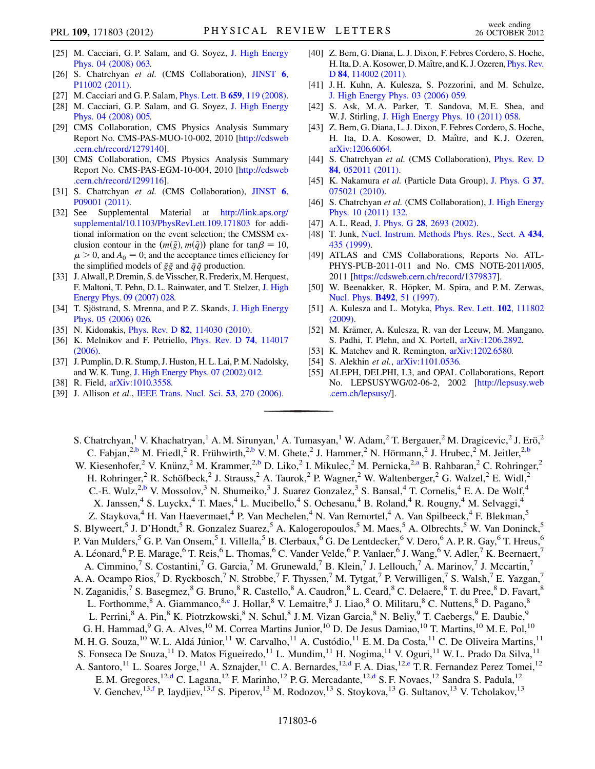[25] M. Cacciari, G. P. Salam, and G. Soyez, J. High Energy Phys. 04 (2008) 063.

[26] S. Chatrchyan *et al.* (CMS Collaboration), JINST **6**, P11002 (2011).

[27] M. Cacciari and G. P. Salam, Phys. Lett. B **659**, 119 (2008).

[28] M. Cacciari, G. P. Salam, and G. Soyez, J. High Energy Phys. 04 (2008) 005.

[29] CMS Collaboration, CMS Physics Analysis Summary Report No. CMS-PAS-MUO-10-002, 2010 [http://cdsweb.cern.ch/record/1279140].

[30] CMS Collaboration, CMS Physics Analysis Summary Report No. CMS-PAS-EGM-10-004, 2010 [http://cdsweb.cern.ch/record/1299116].

[31] S. Chatrchyan *et al.* (CMS Collaboration), JINST **6**, P09001 (2011).

[32] See Supplemental Material at http://link.aps.org/supplemental/10.1103/PhysRevLett.109.171803 for additional information on the event selection; the CMSSM exclusion contour in the $(m(\tilde{g}), m(\tilde{q}))$ plane for $\tan\beta = 10$, $\mu > 0$, and $A_0 = 0$; and the acceptance times efficiency for the simplified models of $\tilde{g}\tilde{g}$ and $\tilde{q}\tilde{q}$ production.

[33] J. Alwall, P. Dremin, S. de Visscher, R. Frederix, M. Herquest, F. Maltoni, T. Pehn, D. L. Rainwater, and T. Stelzer, J. High Energy Phys. 09 (2007) 028.

[34] T. Sjöstrand, S. Mrenna, and P. Z. Skands, J. High Energy Phys. 05 (2006) 026.

[35] N. Kidonakis, Phys. Rev. D **82**, 114030 (2010).

[36] K. Melnikov and F. Petriello, Phys. Rev. D **74**, 114017 (2006).

[37] J. Pumplin, D. R. Stump, J. Huston, H. L. Lai, P. M. Nadolsky, and W. K. Tung, J. High Energy Phys. 07 (2002) 012.

[38] R. Field, arXiv:1010.3558.

[39] J. Allison *et al.*, IEEE Trans. Nucl. Sci. **53**, 270 (2006).

[40] Z. Bern, G. Diana, L. J. Dixon, F. Febres Cordero, S. Hoche, H. Ita, D. A. Kosower, D. Maître, and K. J. Ozeren, Phys. Rev. D **84**, 114002 (2011).

[41] J. H. Kuhn, A. Kulesza, S. Pozzorini, and M. Schulze, J. High Energy Phys. 03 (2006) 059.

[42] S. Ask, M. A. Parker, T. Sandova, M. E. Shea, and W. J. Stirling, J. High Energy Phys. 10 (2011) 058.

[43] Z. Bern, G. Diana, L. J. Dixon, F. Febres Cordero, S. Hoche, H. Ita, D. A. Kosower, D. Maître, and K. J. Ozeren, arXiv:1206.6064.

[44] S. Chatrchyan *et al.* (CMS Collaboration), Phys. Rev. D **84**, 052011 (2011).

[45] K. Nakamura *et al.* (Particle Data Group), J. Phys. G **37**, 075021 (2010).

[46] S. Chatrchyan *et al.* (CMS Collaboration), J. High Energy Phys. 10 (2011) 132.

[47] A. L. Read, J. Phys. G **28**, 2693 (2002).

[48] T. Junk, Nucl. Instrum. Methods Phys. Res., Sect. A **434**, 435 (1999).

[49] ATLAS and CMS Collaborations, Reports No. ATL-PHYS-PUB-2011-011 and No. CMS NOTE-2011/005, 2011 [https://cdsweb.cern.ch/record/1379837].

[50] W. Beenakker, R. Höpker, M. Spira, and P. M. Zerwas, Nucl. Phys. **B492**, 51 (1997).

[51] A. Kulesza and L. Motyka, Phys. Rev. Lett. **102**, 111802 (2009).

[52] M. Krämer, A. Kulesza, R. van der Leeuw, M. Mangano, S. Padhi, T. Plehn, and X. Portell, arXiv:1206.2892.

[53] K. Matchev and R. Remington, arXiv:1202.6580.

[54] S. Alekhin *et al.*, arXiv:1101.0536.

[55] ALEPH, DELPHI, L3, and OPAL Collaborations, Report No. LEPSUSYWG/02-06-2, 2002 [http://lepsusy.web.cern.ch/lepsusy/].

---

S. Chatrchyan,[1] V. Khachatryan,[1] A. M. Sirunyan,[1] A. Tumasyan,[1] W. Adam,[2] T. Bergauer,[2] M. Dragicevic,[2] J. Erö,[2] C. Fabjan,[2,b] M. Friedl,[2] R. Frühwirth,[2,b] V. M. Ghete,[2] J. Hammer,[2] N. Hörmann,[2] J. Hrubec,[2] M. Jeitler,[2,b] W. Kiesenhofer,[2] V. Knünz,[2] M. Krammer,[2,b] D. Liko,[2] I. Mikulec,[2] M. Pernicka,[2,a] B. Rahbaran,[2] C. Rohringer,[2] H. Rohringer,[2] R. Schöfbeck,[2] J. Strauss,[2] A. Taurok,[2] P. Wagner,[2] W. Waltenberger,[2] G. Walzel,[2] E. Widl,[2] C.-E. Wulz,[2,b] V. Mossolov,[3] N. Shumeiko,[3] J. Suarez Gonzalez,[3] S. Bansal,[4] T. Cornelis,[4] E. A. De Wolf,[4] X. Janssen,[4] S. Luyckx,[4] T. Maes,[4] L. Mucibello,[4] S. Ochesanu,[4] B. Roland,[4] R. Rougny,[4] M. Selvaggi,[4] Z. Staykova,[4] H. Van Haevermaet,[4] P. Van Mechelen,[4] N. Van Remortel,[4] A. Van Spilbeeck,[4] F. Blekman,[5] S. Blyweert,[5] J. D'Hondt,[5] R. Gonzalez Suarez,[5] A. Kalogeropoulos,[5] M. Maes,[5] A. Olbrechts,[5] W. Van Doninck,[5] P. Van Mulders,[5] G. P. Van Onsem,[5] I. Villella,[5] B. Clerbaux,[6] G. De Lentdecker,[6] V. Dero,[6] A. P. R. Gay,[6] T. Hreus,[6] A. Léonard,[6] P. E. Marage,[6] T. Reis,[6] L. Thomas,[6] C. Vander Velde,[6] P. Vanlaer,[6] J. Wang,[6] V. Adler,[7] K. Beernaert,[7] A. Cimmino,[7] S. Costantini,[7] G. Garcia,[7] M. Grunewald,[7] B. Klein,[7] J. Lellouch,[7] A. Marinov,[7] J. Mccartin,[7] A. A. Ocampo Rios,[7] D. Ryckbosch,[7] N. Strobbe,[7] F. Thyssen,[7] M. Tytgat,[7] P. Verwilligen,[7] S. Walsh,[7] E. Yazgan,[7] N. Zaganidis,[7] S. Basegmez,[8] G. Bruno,[8] R. Castello,[8] A. Caudron,[8] L. Ceard,[8] C. Delaere,[8] T. du Pree,[8] D. Favart,[8] L. Forthomme,[8] A. Giammanco,[8,c] J. Hollar,[8] V. Lemaitre,[8] J. Liao,[8] O. Militaru,[8] C. Nuttens,[8] D. Pagano,[8] L. Perrini,[8] A. Pin,[8] K. Piotrzkowski,[8] N. Schul,[8] J. M. Vizan Garcia,[8] N. Beliy,[9] T. Caebergs,[9] E. Daubie,[9] G. H. Hammad,[9] G. A. Alves,[10] M. Correa Martins Junior,[10] D. De Jesus Damiao,[10] T. Martins,[10] M. E. Pol,[10] M. H. G. Souza,[10] W. L. Aldá Júnior,[11] W. Carvalho,[11] A. Custódio,[11] E. M. Da Costa,[11] C. De Oliveira Martins,[11] S. Fonseca De Souza,[11] D. Matos Figueiredo,[11] L. Mundim,[11] H. Nogima,[11] V. Oguri,[11] W. L. Prado Da Silva,[11] A. Santoro,[11] L. Soares Jorge,[11] A. Sznajder,[11] C. A. Bernardes,[12,d] F. A. Dias,[12,e] T. R. Fernandez Perez Tomei,[12] E. M. Gregores,[12,d] C. Lagana,[12] F. Marinho,[12] P. G. Mercadante,[12,d] S. F. Novaes,[12] Sandra S. Padula,[12] V. Genchev,[13,f] P. Iaydjiev,[13,f] S. Piperov,[13] M. Rodozov,[13] S. Stoykova,[13] G. Sultanov,[13] V. Tcholakov,[13]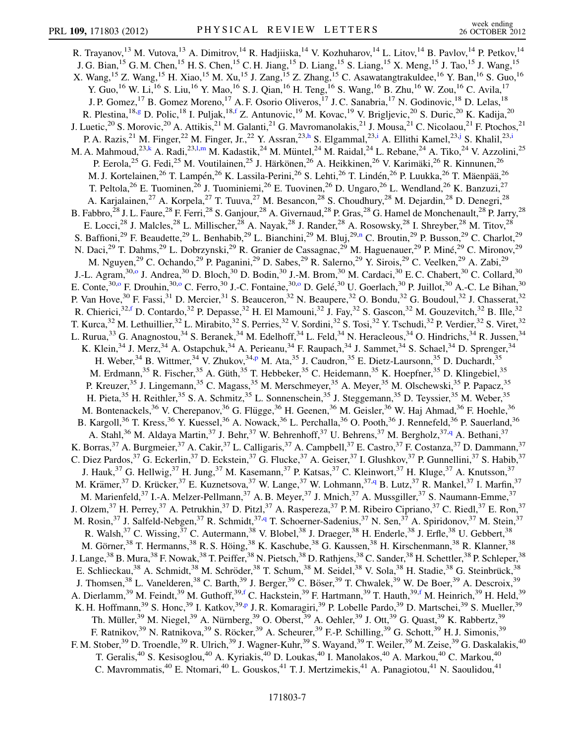R. Trayanov,[13] M. Vutova,[13] A. Dimitrov,[14] R. Hadjiiska,[14] V. Kozhuharov,[14] L. Litov,[14] B. Pavlov,[14] P. Petkov,[14] J. G. Bian,[15] G. M. Chen,[15] H. S. Chen,[15] C. H. Jiang,[15] D. Liang,[15] S. Liang,[15] X. Meng,[15] J. Tao,[15] J. Wang,[15] X. Wang,[15] Z. Wang,[15] H. Xiao,[15] M. Xu,[15] J. Zang,[15] Z. Zhang,[15] C. Asawatangtrakuldee,[16] Y. Ban,[16] S. Guo,[16] Y. Guo,[16] W. Li,[16] S. Liu,[16] Y. Mao,[16] S. J. Qian,[16] H. Teng,[16] S. Wang,[16] B. Zhu,[16] W. Zou,[16] C. Avila,[17] J. P. Gomez,[17] B. Gomez Moreno,[17] A. F. Osorio Oliveros,[17] J. C. Sanabria,[17] N. Godinovic,[18] D. Lelas,[18] R. Plestina,[18,g] D. Polic,[18] I. Puljak,[18,f] Z. Antunovic,[19] M. Kovac,[19] V. Brigljevic,[20] S. Duric,[20] K. Kadija,[20] J. Luetic,[20] S. Morovic,[20] A. Attikis,[21] M. Galanti,[21] G. Mavromanolakis,[21] J. Mousa,[21] C. Nicolaou,[21] F. Ptochos,[21] P. A. Razis,[21] M. Finger,[22] M. Finger, Jr.,[22] Y. Assran,[23,h] S. Elgammal,[23,i] A. Ellithi Kamel,[23,j] S. Khalil,[23,i] M. A. Mahmoud,[23,k] A. Radi,[23,l,m] M. Kadastik,[24] M. Müntel,[24] M. Raidal,[24] L. Rebane,[24] A. Tiko,[24] V. Azzolini,[25] P. Eerola,[25] G. Fedi,[25] M. Voutilainen,[25] J. Härkönen,[26] A. Heikkinen,[26] V. Karimäki,[26] R. Kinnunen,[26] M. J. Kortelainen,[26] T. Lampén,[26] K. Lassila-Perini,[26] S. Lehti,[26] T. Lindén,[26] P. Luukka,[26] T. Mäenpää,[26] T. Peltola,[26] E. Tuominen,[26] J. Tuominiemi,[26] E. Tuovinen,[26] D. Ungaro,[26] L. Wendland,[26] K. Banzuzi,[27] A. Karjalainen,[27] A. Korpela,[27] T. Tuuva,[27] M. Besancon,[28] S. Choudhury,[28] M. Dejardin,[28] D. Denegri,[28] B. Fabbro,[28] J. L. Faure,[28] F. Ferri,[28] S. Ganjour,[28] A. Givernaud,[28] P. Gras,[28] G. Hamel de Monchenault,[28] P. Jarry,[28] E. Locci,[28] J. Malcles,[28] L. Millischer,[28] A. Nayak,[28] J. Rander,[28] A. Rosowsky,[28] I. Shreyber,[28] M. Titov,[28] S. Baffioni,[29] F. Beaudette,[29] L. Benhabib,[29] L. Bianchini,[29] M. Bluj,[29,n] C. Broutin,[29] P. Busson,[29] C. Charlot,[29] N. Daci,[29] T. Dahms,[29] L. Dobrzynski,[29] R. Granier de Cassagnac,[29] M. Haguenauer,[29] P. Miné,[29] C. Mironov,[29] M. Nguyen,[29] C. Ochando,[29] P. Paganini,[29] D. Sabes,[29] R. Salerno,[29] Y. Sirois,[29] C. Veelken,[29] A. Zabi,[29] J.-L. Agram,[30,o] J. Andrea,[30] D. Bloch,[30] D. Bodin,[30] J.-M. Brom,[30] M. Cardaci,[30] E. C. Chabert,[30] C. Collard,[30] E. Conte,[30,o] F. Drouhin,[30,o] C. Ferro,[30] J.-C. Fontaine,[30,o] D. Gelé,[30] U. Goerlach,[30] P. Juillot,[30] A.-C. Le Bihan,[30] P. Van Hove,[30] F. Fassi,[31] D. Mercier,[31] S. Beauceron,[32] N. Beaupere,[32] O. Bondu,[32] G. Boudoul,[32] J. Chasserat,[32] R. Chierici,[32,f] D. Contardo,[32] P. Depasse,[32] H. El Mamouni,[32] J. Fay,[32] S. Gascon,[32] M. Gouzevitch,[32] B. Ille,[32] T. Kurca,[32] M. Lethuillier,[32] L. Mirabito,[32] S. Perries,[32] V. Sordini,[32] S. Tosi,[32] Y. Tschudi,[32] P. Verdier,[32] S. Viret,[32] L. Rurua,[33] G. Anagnostou,[34] S. Beranek,[34] M. Edelhoff,[34] L. Feld,[34] N. Heracleous,[34] O. Hindrichs,[34] R. Jussen,[34] K. Klein,[34] J. Merz,[34] A. Ostapchuk,[34] A. Perieanu,[34] F. Raupach,[34] J. Sammet,[34] S. Schael,[34] D. Sprenger,[34] H. Weber,[34] B. Wittmer,[34] V. Zhukov,[34,p] M. Ata,[35] J. Caudron,[35] E. Dietz-Laursonn,[35] D. Duchardt,[35] M. Erdmann,[35] R. Fischer,[35] A. Güth,[35] T. Hebbeker,[35] C. Heidemann,[35] K. Hoepfner,[35] D. Klingebiel,[35] P. Kreuzer,[35] J. Lingemann,[35] C. Magass,[35] M. Merschmeyer,[35] A. Meyer,[35] M. Olschewski,[35] P. Papacz,[35] H. Pieta,[35] H. Reithler,[35] S. A. Schmitz,[35] L. Sonnenschein,[35] J. Steggemann,[35] D. Teyssier,[35] M. Weber,[35] M. Bontenackels,[36] V. Cherepanov,[36] G. Flügge,[36] H. Geenen,[36] M. Geisler,[36] W. Haj Ahmad,[36] F. Hoehle,[36] B. Kargoll,[36] T. Kress,[36] Y. Kuessel,[36] A. Nowack,[36] L. Perchalla,[36] O. Pooth,[36] J. Rennefeld,[36] P. Sauerland,[36] A. Stahl,[36] M. Aldaya Martin,[37] J. Behr,[37] W. Behrenhoff,[37] U. Behrens,[37] M. Bergholz,[37,q] A. Bethani,[37] K. Borras,[37] A. Burgmeier,[37] A. Cakir,[37] L. Calligaris,[37] A. Campbell,[37] E. Castro,[37] F. Costanza,[37] D. Dammann,[37] C. Diez Pardos,[37] G. Eckerlin,[37] D. Eckstein,[37] G. Flucke,[37] A. Geiser,[37] I. Glushkov,[37] P. Gunnellini,[37] S. Habib,[37] J. Hauk,[37] G. Hellwig,[37] H. Jung,[37] M. Kasemann,[37] P. Katsas,[37] C. Kleinwort,[37] H. Kluge,[37] A. Knutsson,[37] M. Krämer,[37] D. Krücker,[37] E. Kuznetsova,[37] W. Lange,[37] W. Lohmann,[37,q] B. Lutz,[37] R. Mankel,[37] I. Marfin,[37] M. Marienfeld,[37] I.-A. Melzer-Pellmann,[37] A. B. Meyer,[37] J. Mnich,[37] A. Mussgiller,[37] S. Naumann-Emme,[37] J. Olzem,[37] H. Perrey,[37] A. Petrukhin,[37] D. Pitzl,[37] A. Raspereza,[37] P. M. Ribeiro Cipriano,[37] C. Riedl,[37] E. Ron,[37] M. Rosin,[37] J. Salfeld-Nebgen,[37] R. Schmidt,[37,q] T. Schoerner-Sadenius,[37] N. Sen,[37] A. Spiridonov,[37] M. Stein,[37] R. Walsh,[37] C. Wissing,[37] C. Autermann,[38] V. Blobel,[38] J. Draeger,[38] H. Enderle,[38] J. Erfle,[38] U. Gebbert,[38] M. Görner,[38] T. Hermanns,[38] R. S. Höing,[38] K. Kaschube,[38] G. Kaussen,[38] H. Kirschenmann,[38] R. Klanner,[38] J. Lange,[38] B. Mura,[38] F. Nowak,[38] T. Peiffer,[38] N. Pietsch,[38] D. Rathjens,[38] C. Sander,[38] H. Schettler,[38] P. Schleper,[38] E. Schlieckau,[38] A. Schmidt,[38] M. Schröder,[38] T. Schum,[38] M. Seidel,[38] V. Sola,[38] H. Stadie,[38] G. Steinbrück,[38] J. Thomsen,[38] L. Vanelderen,[38] C. Barth,[39] J. Berger,[39] C. Böser,[39] T. Chwalek,[39] W. De Boer,[39] A. Descroix,[39] A. Dierlamm,[39] M. Feindt,[39] M. Guthoff,[39,f] C. Hackstein,[39] F. Hartmann,[39] T. Hauth,[39,f] M. Heinrich,[39] H. Held,[39] K. H. Hoffmann,[39] S. Honc,[39] I. Katkov,[39,p] J. R. Komaragiri,[39] P. Lobelle Pardo,[39] D. Martschei,[39] S. Mueller,[39] Th. Müller,[39] M. Niegel,[39] A. Nürnberg,[39] O. Oberst,[39] A. Oehler,[39] J. Ott,[39] G. Quast,[39] K. Rabbertz,[39] F. Ratnikov,[39] N. Ratnikova,[39] S. Röcker,[39] A. Scheurer,[39] F.-P. Schilling,[39] G. Schott,[39] H. J. Simonis,[39] F. M. Stober,[39] D. Troendle,[39] R. Ulrich,[39] J. Wagner-Kuhr,[39] S. Wayand,[39] T. Weiler,[39] M. Zeise,[39] G. Daskalakis,[40] T. Geralis,[40] S. Kesisoglou,[40] A. Kyriakis,[40] D. Loukas,[40] I. Manolakos,[40] A. Markou,[40] C. Markou,[40] C. Mavrommatis,[40] E. Ntomari,[40] L. Gouskos,[41] T. J. Mertzimekis,[41] A. Panagiotou,[41] N. Saoulidou,[41]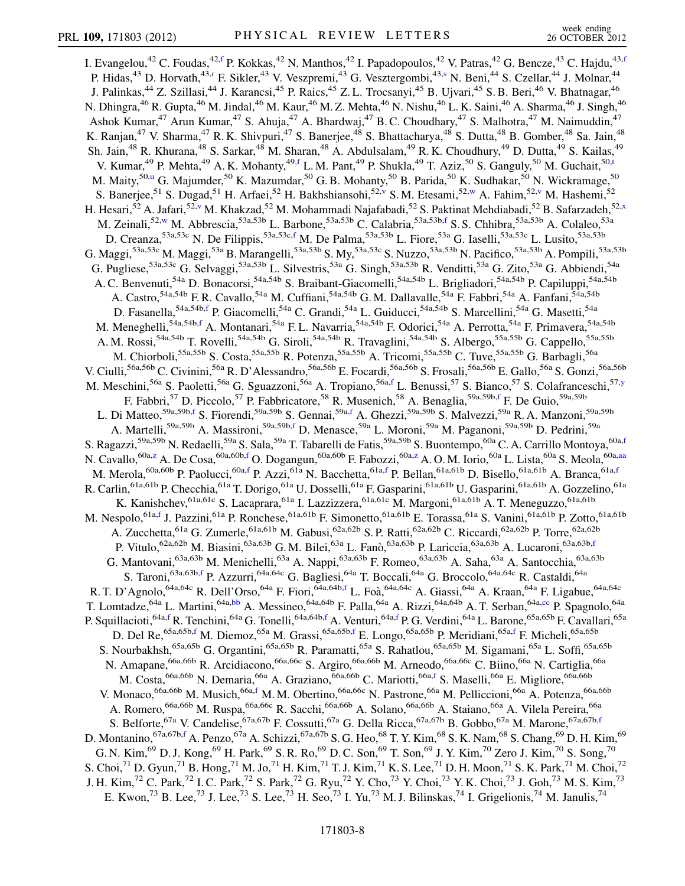I. Evangelou,[42] C. Foudas,[42,f] P. Kokkas,[42] N. Manthos,[42] I. Papadopoulos,[42] V. Patras,[42] G. Bencze,[43] C. Hajdu,[43,f] P. Hidas,[43] D. Horvath,[43,r] F. Sikler,[43] V. Veszpremi,[43] G. Vesztergombi,[43,s] N. Beni,[44] S. Czellar,[44] J. Molnar,[44] J. Palinkas,[44] Z. Szillasi,[44] J. Karancsi,[45] P. Raics,[45] Z. L. Trocsanyi,[45] B. Ujvari,[45] S. B. Beri,[46] V. Bhatnagar,[46] N. Dhingra,[46] R. Gupta,[46] M. Jindal,[46] M. Kaur,[46] M. Z. Mehta,[46] N. Nishu,[46] L. K. Saini,[46] A. Sharma,[46] J. Singh,[46] Ashok Kumar,[47] Arun Kumar,[47] S. Ahuja,[47] A. Bhardwaj,[47] B. C. Choudhary,[47] S. Malhotra,[47] M. Naimuddin,[47] K. Ranjan,[47] V. Sharma,[47] R. K. Shivpuri,[47] S. Banerjee,[48] S. Bhattacharya,[48] S. Dutta,[48] B. Gomber,[48] Sa. Jain,[48] Sh. Jain,[48] R. Khurana,[48] S. Sarkar,[48] M. Sharan,[48] A. Abdulsalam,[49] R. K. Choudhury,[49] D. Dutta,[49] S. Kailas,[49] V. Kumar,[49] P. Mehta,[49] A. K. Mohanty,[49,f] L. M. Pant,[49] P. Shukla,[49] T. Aziz,[50] S. Ganguly,[50] M. Guchait,[50,t] M. Maity,[50,u] G. Majumder,[50] K. Mazumdar,[50] G. B. Mohanty,[50] B. Parida,[50] K. Sudhakar,[50] N. Wickramage,[50] S. Banerjee,[51] S. Dugad,[51] H. Arfaei,[52] H. Bakhshiansohi,[52,v] S. M. Etesami,[52,w] A. Fahim,[52,v] M. Hashemi,[52] H. Hesari,[52] A. Jafari,[52,v] M. Khakzad,[52] M. Mohammadi Najafabadi,[52] S. Paktinat Mehdiabadi,[52] B. Safarzadeh,[52,x] M. Zeinali,[52,w] M. Abbrescia,[53a,53b] L. Barbone,[53a,53b] C. Calabria,[53a,53b,f] S. S. Chhibra,[53a,53b] A. Colaleo,[53a] D. Creanza,[53a,53c] N. De Filippis,[53a,53c,f] M. De Palma,[53a,53b] L. Fiore,[53a] G. Iaselli,[53a,53c] L. Lusito,[53a,53b] G. Maggi,[53a,53c] M. Maggi,[53a] B. Marangelli,[53a,53b] S. My,[53a,53c] S. Nuzzo,[53a,53b] N. Pacifico,[53a,53b] A. Pompili,[53a,53b] G. Pugliese,[53a,53c] G. Selvaggi,[53a,53b] L. Silvestris,[53a] G. Singh,[53a,53b] R. Venditti,[53a] G. Zito,[53a] G. Abbiendi,[54a] A. C. Benvenuti,[54a] D. Bonacorsi,[54a,54b] S. Braibant-Giacomelli,[54a,54b] L. Brigliadori,[54a,54b] P. Capiluppi,[54a,54b] A. Castro,[54a,54b] F. R. Cavallo,[54a] M. Cuffiani,[54a,54b] G. M. Dallavalle,[54a] F. Fabbri,[54a] A. Fanfani,[54a,54b] D. Fasanella,[54a,54b,f] P. Giacomelli,[54a] C. Grandi,[54a] L. Guiducci,[54a,54b] S. Marcellini,[54a] G. Masetti,[54a] M. Meneghelli,[54a,54b,f] A. Montanari,[54a] F. L. Navarria,[54a,54b] F. Odorici,[54a] A. Perrotta,[54a] F. Primavera,[54a,54b] A. M. Rossi,[54a,54b] T. Rovelli,[54a,54b] G. Siroli,[54a,54b] R. Travaglini,[54a,54b] S. Albergo,[55a,55b] G. Cappello,[55a,55b] M. Chiorboli,[55a,55b] S. Costa,[55a,55b] R. Potenza,[55a,55b] A. Tricomi,[55a,55b] C. Tuve,[55a,55b] G. Barbagli,[56a] V. Ciulli,[56a,56b] C. Civinini,[56a] R. D'Alessandro,[56a,56b] E. Focardi,[56a,56b] S. Frosali,[56a,56b] E. Gallo,[56a] S. Gonzi,[56a,56b] M. Meschini,[56a] S. Paoletti,[56a] G. Sguazzoni,[56a] A. Tropiano,[56a,f] L. Benussi,[57] S. Bianco,[57] S. Colafranceschi,[57,y] F. Fabbri,[57] D. Piccolo,[57] P. Fabbricatore,[58] R. Musenich,[58] A. Benaglia,[59a,59b,f] F. De Guio,[59a,59b] L. Di Matteo,[59a,59b,f] S. Fiorendi,[59a,59b] S. Gennai,[59a,f] A. Ghezzi,[59a,59b] S. Malvezzi,[59a] R. A. Manzoni,[59a,59b] A. Martelli,[59a,59b] A. Massironi,[59a,59b,f] D. Menasce,[59a] L. Moroni,[59a] M. Paganoni,[59a,59b] D. Pedrini,[59a] S. Ragazzi,[59a,59b] N. Redaelli,[59a] S. Sala,[59a] T. Tabarelli de Fatis,[59a,59b] S. Buontempo,[60a] C. A. Carrillo Montoya,[60a,f] N. Cavallo,[60a,z] A. De Cosa,[60a,60b,f] O. Dogangun,[60a,60b] F. Fabozzi,[60a,z] A. O. M. Iorio,[60a] L. Lista,[60a] S. Meola,[60a,aa] M. Merola,[60a,60b] P. Paolucci,[60a,f] P. Azzi,[61a] N. Bacchetta,[61a,f] P. Bellan,[61a,61b] D. Bisello,[61a,61b] A. Branca,[61a,f] R. Carlin,[61a,61b] P. Checchia,[61a] T. Dorigo,[61a] U. Dosselli,[61a] F. Gasparini,[61a,61b] U. Gasparini,[61a,61b] A. Gozzelino,[61a] K. Kanishchev,[61a,61c] S. Lacaprara,[61a] I. Lazzizzera,[61a,61c] M. Margoni,[61a,61b] A. T. Meneguzzo,[61a,61b] M. Nespolo,[61a,f] J. Pazzini,[61a] P. Ronchese,[61a,61b] F. Simonetto,[61a,61b] E. Torassa,[61a] S. Vanini,[61a,61b] P. Zotto,[61a,61b] A. Zucchetta,[61a] G. Zumerle,[61a,61b] M. Gabusi,[62a,62b] S. P. Ratti,[62a,62b] C. Riccardi,[62a,62b] P. Torre,[62a,62b] P. Vitulo,[62a,62b] M. Biasini,[63a,63b] G. M. Bilei,[63a] L. Fanò,[63a,63b] P. Lariccia,[63a,63b] A. Lucaroni,[63a,63b,f] G. Mantovani,[63a,63b] M. Menichelli,[63a] A. Nappi,[63a,63b] F. Romeo,[63a,63b] A. Saha,[63a] A. Santocchia,[63a,63b] S. Taroni,[63a,63b,f] P. Azzurri,[64a,64c] G. Bagliesi,[64a] T. Boccali,[64a] G. Broccolo,[64a,64c] R. Castaldi,[64a] R. T. D'Agnolo,[64a,64c] R. Dell'Orso,[64a] F. Fiori,[64a,64b,f] L. Foà,[64a,64c] A. Giassi,[64a] A. Kraan,[64a] F. Ligabue,[64a,64c] T. Lomtadze,[64a] L. Martini,[64a,bb] A. Messineo,[64a,64b] F. Palla,[64a] A. Rizzi,[64a,64b] A. T. Serban,[64a,cc] P. Spagnolo,[64a] P. Squillacioti,[64a,f] R. Tenchini,[64a] G. Tonelli,[64a,64b,f] A. Venturi,[64a,f] P. G. Verdini,[64a] L. Barone,[65a,65b] F. Cavallari,[65a] D. Del Re,[65a,65b,f] M. Diemoz,[65a] M. Grassi,[65a,65b,f] E. Longo,[65a,65b] P. Meridiani,[65a,f] F. Micheli,[65a,65b] S. Nourbakhsh,[65a,65b] G. Organtini,[65a,65b] R. Paramatti,[65a] S. Rahatlou,[65a,65b] M. Sigamani,[65a] L. Soffi,[65a,65b] N. Amapane,[66a,66b] R. Arcidiacono,[66a,66c] S. Argiro,[66a,66b] M. Arneodo,[66a,66c] C. Biino,[66a] N. Cartiglia,[66a] M. Costa,[66a,66b] N. Demaria,[66a] A. Graziano,[66a,66b] C. Mariotti,[66a,f] S. Maselli,[66a] E. Migliore,[66a,66b] V. Monaco,[66a,66b] M. Musich,[66a,f] M. M. Obertino,[66a,66c] N. Pastrone,[66a] M. Pelliccioni,[66a] A. Potenza,[66a,66b] A. Romero,[66a,66b] M. Ruspa,[66a,66c] R. Sacchi,[66a,66b] A. Solano,[66a,66b] A. Staiano,[66a] A. Vilela Pereira,[66a] S. Belforte,[67a] V. Candelise,[67a,67b] F. Cossutti,[67a] G. Della Ricca,[67a,67b] B. Gobbo,[67a] M. Marone,[67a,67b,f] D. Montanino,[67a,67b,f] A. Penzo,[67a] A. Schizzi,[67a,67b] S. G. Heo,[68] T. Y. Kim,[68] S. K. Nam,[68] S. Chang,[69] D. H. Kim,[69] G. N. Kim,[69] D. J. Kong,[69] H. Park,[69] S. R. Ro,[69] D. C. Son,[69] T. Son,[69] J. Y. Kim,[70] Zero J. Kim,[70] S. Song,[70] S. Choi,[71] D. Gyun,[71] B. Hong,[71] M. Jo,[71] H. Kim,[71] T. J. Kim,[71] K. S. Lee,[71] D. H. Moon,[71] S. K. Park,[71] M. Choi,[72] J. H. Kim,[72] C. Park,[72] I. C. Park,[72] S. Park,[72] G. Ryu,[72] Y. Cho,[73] Y. Choi,[73] Y. K. Choi,[73] J. Goh,[73] M. S. Kim,[73] E. Kwon,[73] B. Lee,[73] J. Lee,[73] S. Lee,[73] H. Seo,[73] I. Yu,[73] M. J. Bilinskas,[74] I. Grigelionis,[74] M. Janulis,[74]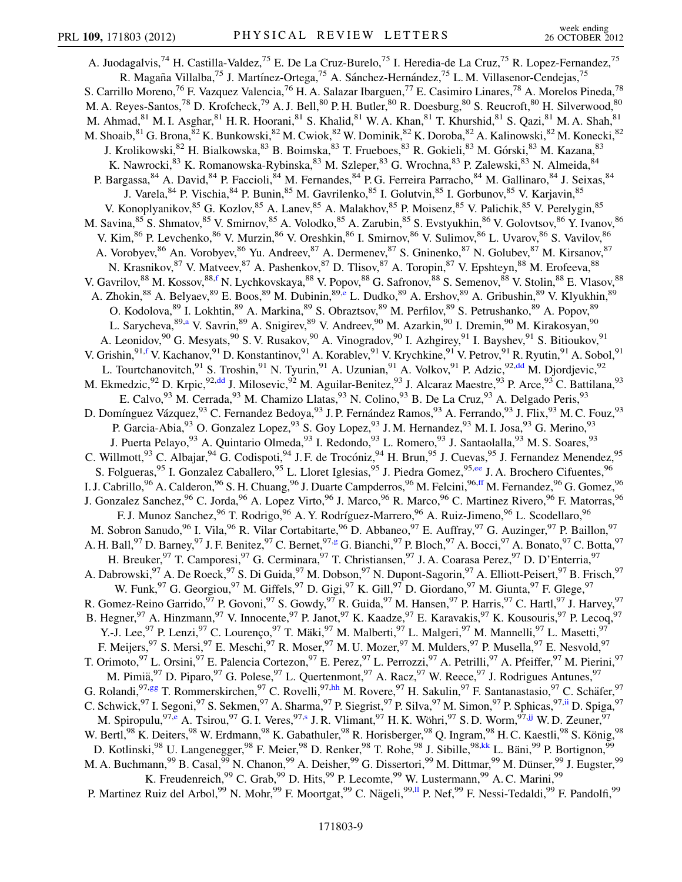A. Juodagalvis,[74] H. Castilla-Valdez,[75] E. De La Cruz-Burelo,[75] I. Heredia-de La Cruz,[75] R. Lopez-Fernandez,[75] R. Magaña Villalba,[75] J. Martínez-Ortega,[75] A. Sánchez-Hernández,[75] L. M. Villasenor-Cendejas,[75] S. Carrillo Moreno,[76] F. Vazquez Valencia,[76] H. A. Salazar Ibarguen,[77] E. Casimiro Linares,[78] A. Morelos Pineda,[78] M. A. Reyes-Santos,[78] D. Krofcheck,[79] A. J. Bell,[80] P. H. Butler,[80] R. Doesburg,[80] S. Reucroft,[80] H. Silverwood,[80] M. Ahmad,[81] M. I. Asghar,[81] H. R. Hoorani,[81] S. Khalid,[81] W. A. Khan,[81] T. Khurshid,[81] S. Qazi,[81] M. A. Shah,[81] M. Shoaib,[81] G. Brona,[82] K. Bunkowski,[82] M. Cwiok,[82] W. Dominik,[82] K. Doroba,[82] A. Kalinowski,[82] M. Konecki,[82] J. Krolikowski,[82] H. Bialkowska,[83] B. Boimska,[83] T. Frueboes,[83] R. Gokieli,[83] M. Górski,[83] M. Kazana,[83] K. Nawrocki,[83] K. Romanowska-Rybinska,[83] M. Szleper,[83] G. Wrochna,[83] P. Zalewski,[83] N. Almeida,[84] P. Bargassa,[84] A. David,[84] P. Faccioli,[84] M. Fernandes,[84] P. G. Ferreira Parracho,[84] M. Gallinaro,[84] J. Seixas,[84] J. Varela,[84] P. Vischia,[84] P. Bunin,[85] M. Gavrilenko,[85] I. Golutvin,[85] I. Gorbunov,[85] V. Karjavin,[85] V. Konoplyanikov,[85] G. Kozlov,[85] A. Lanev,[85] A. Malakhov,[85] P. Moisenz,[85] V. Palichik,[85] V. Perelygin,[85] M. Savina,[85] S. Shmatov,[85] V. Smirnov,[85] A. Volodko,[85] A. Zarubin,[85] S. Evstyukhin,[86] V. Golovtsov,[86] Y. Ivanov,[86] V. Kim,[86] P. Levchenko,[86] V. Murzin,[86] V. Oreshkin,[86] I. Smirnov,[86] V. Sulimov,[86] L. Uvarov,[86] S. Vavilov,[86] A. Vorobyev,[86] An. Vorobyev,[86] Yu. Andreev,[87] A. Dermenev,[87] S. Gninenko,[87] N. Golubev,[87] M. Kirsanov,[87] N. Krasnikov,[87] V. Matveev,[87] A. Pashenkov,[87] D. Tlisov,[87] A. Toropin,[87] V. Epshteyn,[88] M. Erofeeva,[88] V. Gavrilov,[88] M. Kossov,[88,f] N. Lychkovskaya,[88] V. Popov,[88] G. Safronov,[88] S. Semenov,[88] V. Stolin,[88] E. Vlasov,[88] A. Zhokin,[88] A. Belyaev,[89] E. Boos,[89] M. Dubinin,[89,e] L. Dudko,[89] A. Ershov,[89] A. Gribushin,[89] V. Klyukhin,[89] O. Kodolova,[89] I. Lokhtin,[89] A. Markina,[89] S. Obraztsov,[89] M. Perfilov,[89] S. Petrushanko,[89] A. Popov,[89] L. Sarycheva,[89,a] V. Savrin,[89] A. Snigirev,[89] V. Andreev,[90] M. Azarkin,[90] I. Dremin,[90] M. Kirakosyan,[90] A. Leonidov,[90] G. Mesyats,[90] S. V. Rusakov,[90] A. Vinogradov,[90] I. Azhgirey,[91] I. Bayshev,[91] S. Bitioukov,[91] V. Grishin,[91,f] V. Kachanov,[91] D. Konstantinov,[91] A. Korablev,[91] V. Krychkine,[91] V. Petrov,[91] R. Ryutin,[91] A. Sobol,[91] L. Tourtchanovitch,[91] S. Troshin,[91] N. Tyurin,[91] A. Uzunian,[91] A. Volkov,[91] P. Adzic,[92,dd] M. Djordjevic,[92] M. Ekmedzic,[92] D. Krpic,[92,dd] J. Milosevic,[92] M. Aguilar-Benitez,[93] J. Alcaraz Maestre,[93] P. Arce,[93] C. Battilana,[93] E. Calvo,[93] M. Cerrada,[93] M. Chamizo Llatas,[93] N. Colino,[93] B. De La Cruz,[93] A. Delgado Peris,[93] D. Domínguez Vázquez,[93] C. Fernandez Bedoya,[93] J. P. Fernández Ramos,[93] A. Ferrando,[93] J. Flix,[93] M. C. Fouz,[93] P. Garcia-Abia,[93] O. Gonzalez Lopez,[93] S. Goy Lopez,[93] J. M. Hernandez,[93] M. I. Josa,[93] G. Merino,[93] J. Puerta Pelayo,[93] A. Quintario Olmeda,[93] I. Redondo,[93] L. Romero,[93] J. Santaolalla,[93] M. S. Soares,[93] C. Willmott,[93] C. Albajar,[94] G. Codispoti,[94] J. F. de Trocóniz,[94] H. Brun,[95] J. Cuevas,[95] J. Fernandez Menendez,[95] S. Folgueras,[95] I. Gonzalez Caballero,[95] L. Lloret Iglesias,[95] J. Piedra Gomez,[95,ee] J. A. Brochero Cifuentes,[96] I. J. Cabrillo,[96] A. Calderon,[96] S. H. Chuang,[96] J. Duarte Campderros,[96] M. Felcini,[96,ff] M. Fernandez,[96] G. Gomez,[96] J. Gonzalez Sanchez,[96] C. Jorda,[96] A. Lopez Virto,[96] J. Marco,[96] R. Marco,[96] C. Martinez Rivero,[96] F. Matorras,[96] F. J. Munoz Sanchez,[96] T. Rodrigo,[96] A. Y. Rodríguez-Marrero,[96] A. Ruiz-Jimeno,[96] L. Scodellaro,[96] M. Sobron Sanudo,[96] I. Vila,[96] R. Vilar Cortabitarte,[96] D. Abbaneo,[97] E. Auffray,[97] G. Auzinger,[97] P. Baillon,[97] A. H. Ball,[97] D. Barney,[97] J. F. Benitez,[97] C. Bernet,[97,g] G. Bianchi,[97] P. Bloch,[97] A. Bocci,[97] A. Bonato,[97] C. Botta,[97] H. Breuker,[97] T. Camporesi,[97] G. Cerminara,[97] T. Christiansen,[97] J. A. Coarasa Perez,[97] D. D'Enterria,[97] A. Dabrowski,[97] A. De Roeck,[97] S. Di Guida,[97] M. Dobson,[97] N. Dupont-Sagorin,[97] A. Elliott-Peisert,[97] B. Frisch,[97] W. Funk,[97] G. Georgiou,[97] M. Giffels,[97] D. Gigi,[97] K. Gill,[97] D. Giordano,[97] M. Giunta,[97] F. Glege,[97] R. Gomez-Reino Garrido,[97] P. Govoni,[97] S. Gowdy,[97] R. Guida,[97] M. Hansen,[97] P. Harris,[97] C. Hartl,[97] J. Harvey,[97] B. Hegner,[97] A. Hinzmann,[97] V. Innocente,[97] P. Janot,[97] K. Kaadze,[97] E. Karavakis,[97] K. Kousouris,[97] P. Lecoq,[97] Y.-J. Lee,[97] P. Lenzi,[97] C. Lourenço,[97] T. Mäki,[97] M. Malberti,[97] L. Malgeri,[97] M. Mannelli,[97] L. Masetti,[97] F. Meijers,[97] S. Mersi,[97] E. Meschi,[97] R. Moser,[97] M. U. Mozer,[97] M. Mulders,[97] P. Musella,[97] E. Nesvold,[97] T. Orimoto,[97] L. Orsini,[97] E. Palencia Cortezon,[97] E. Perez,[97] L. Perrozzi,[97] A. Petrilli,[97] A. Pfeiffer,[97] M. Pierini,[97] M. Pimiä,[97] D. Piparo,[97] G. Polese,[97] L. Quertenmont,[97] A. Racz,[97] W. Reece,[97] J. Rodrigues Antunes,[97] G. Rolandi,[97,gg] T. Rommerskirchen,[97] C. Rovelli,[97,hh] M. Rovere,[97] H. Sakulin,[97] F. Santanastasio,[97] C. Schäfer,[97] C. Schwick,[97] I. Segoni,[97] S. Sekmen,[97] A. Sharma,[97] P. Siegrist,[97] P. Silva,[97] M. Simon,[97] P. Sphicas,[97,ii] D. Spiga,[97] M. Spiropulu,[97,e] A. Tsirou,[97] G. I. Veres,[97,s] J. R. Vlimant,[97] H. K. Wöhri,[97] S. D. Worm,[97,jj] W. D. Zeuner,[97] W. Bertl,[98] K. Deiters,[98] W. Erdmann,[98] K. Gabathuler,[98] R. Horisberger,[98] Q. Ingram,[98] H. C. Kaestli,[98] S. König,[98] D. Kotlinski,[98] U. Langenegger,[98] F. Meier,[98] D. Renker,[98] T. Rohe,[98] J. Sibille,[98,kk] L. Bäni,[99] P. Bortignon,[99] M. A. Buchmann,[99] B. Casal,[99] N. Chanon,[99] A. Deisher,[99] G. Dissertori,[99] M. Dittmar,[99] M. Dünser,[99] J. Eugster,[99] K. Freudenreich,[99] C. Grab,[99] D. Hits,[99] P. Lecomte,[99] W. Lustermann,[99] A. C. Marini,[99] P. Martinez Ruiz del Arbol,[99] N. Mohr,[99] F. Moortgat,[99] C. Nägeli,[99,ll] P. Nef,[99] F. Nessi-Tedaldi,[99] F. Pandolfi,[99]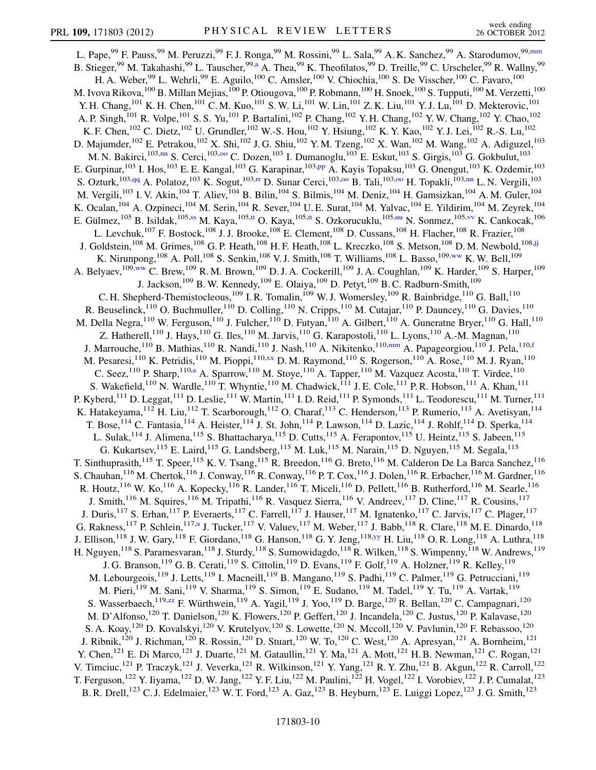L. Pape,[99] F. Pauss,[99] M. Peruzzi,[99] F. J. Ronga,[99] M. Rossini,[99] L. Sala,[99] A. K. Sanchez,[99] A. Starodumov,[99,mm] B. Stieger,[99] M. Takahashi,[99] L. Tauscher,[99,a] A. Thea,[99] K. Theofilatos,[99] D. Treille,[99] C. Urscheler,[99] R. Wallny,[99] H. A. Weber,[99] L. Wehrli,[99] E. Aguilo,[100] C. Amsler,[100] V. Chiochia,[100] S. De Visscher,[100] C. Favaro,[100] M. Ivova Rikova,[100] B. Millan Mejias,[100] P. Otiougova,[100] P. Robmann,[100] H. Snoek,[100] S. Tupputi,[100] M. Verzetti,[100] Y. H. Chang,[101] K. H. Chen,[101] C. M. Kuo,[101] S. W. Li,[101] W. Lin,[101] Z. K. Liu,[101] Y. J. Lu,[101] D. Mekterovic,[101] A. P. Singh,[101] R. Volpe,[101] S. S. Yu,[101] P. Bartalini,[102] P. Chang,[102] Y. H. Chang,[102] Y. W. Chang,[102] Y. Chao,[102] K. F. Chen,[102] C. Dietz,[102] U. Grundler,[102] W.-S. Hou,[102] Y. Hsiung,[102] K. Y. Kao,[102] Y. J. Lei,[102] R.-S. Lu,[102] D. Majumder,[102] E. Petrakou,[102] X. Shi,[102] J. G. Shiu,[102] Y. M. Tzeng,[102] X. Wan,[102] M. Wang,[102] A. Adiguzel,[103] M. N. Bakirci,[103,nn] S. Cerci,[103,oo] C. Dozen,[103] I. Dumanoglu,[103] E. Eskut,[103] S. Girgis,[103] G. Gokbulut,[103] E. Gurpinar,[103] I. Hos,[103] E. E. Kangal,[103] G. Karapinar,[103,pp] A. Kayis Topaksu,[103] G. Onengut,[103] K. Ozdemir,[103] S. Ozturk,[103,qq] A. Polatoz,[103] K. Sogut,[103,rr] D. Sunar Cerci,[103,oo] B. Tali,[103,oo] H. Topakli,[103,nn] L. N. Vergili,[103] M. Vergili,[103] I. V. Akin,[104] T. Aliev,[104] B. Bilin,[104] S. Bilmis,[104] M. Deniz,[104] H. Gamsizkan,[104] A. M. Guler,[104] K. Ocalan,[104] A. Ozpineci,[104] M. Serin,[104] R. Sever,[104] U. E. Surat,[104] M. Yalvac,[104] E. Yildirim,[104] M. Zeyrek,[104] E. Gülmez,[105] B. Isildak,[105,ss] M. Kaya,[105,tt] O. Kaya,[105,tt] S. Ozkorucuklu,[105,uu] N. Sonmez,[105,vv] K. Cankocak,[106] L. Levchuk,[107] F. Bostock,[108] J. J. Brooke,[108] E. Clement,[108] D. Cussans,[108] H. Flacher,[108] R. Frazier,[108] J. Goldstein,[108] M. Grimes,[108] G. P. Heath,[108] H. F. Heath,[108] L. Kreczko,[108] S. Metson,[108] D. M. Newbold,[108,jj] K. Nirunpong,[108] A. Poll,[108] S. Senkin,[108] V. J. Smith,[108] T. Williams,[108] L. Basso,[109,ww] K. W. Bell,[109] A. Belyaev,[109,ww] C. Brew,[109] R. M. Brown,[109] D. J. A. Cockerill,[109] J. A. Coughlan,[109] K. Harder,[109] S. Harper,[109] J. Jackson,[109] B. W. Kennedy,[109] E. Olaiya,[109] D. Petyt,[109] B. C. Radburn-Smith,[109] C. H. Shepherd-Themistocleous,[109] I. R. Tomalin,[109] W. J. Womersley,[109] R. Bainbridge,[110] G. Ball,[110] R. Beuselinck,[110] O. Buchmuller,[110] D. Colling,[110] N. Cripps,[110] M. Cutajar,[110] P. Dauncey,[110] G. Davies,[110] M. Della Negra,[110] W. Ferguson,[110] J. Fulcher,[110] D. Futyan,[110] A. Gilbert,[110] A. Guneratne Bryer,[110] G. Hall,[110] Z. Hatherell,[110] J. Hays,[110] G. Iles,[110] M. Jarvis,[110] G. Karapostoli,[110] L. Lyons,[110] A.-M. Magnan,[110] J. Marrouche,[110] B. Mathias,[110] R. Nandi,[110] J. Nash,[110] A. Nikitenko,[110,mm] A. Papageorgiou,[110] J. Pela,[110,f] M. Pesaresi,[110] K. Petridis,[110] M. Pioppi,[110,xx] D. M. Raymond,[110] S. Rogerson,[110] A. Rose,[110] M. J. Ryan,[110] C. Seez,[110] P. Sharp,[110,a] A. Sparrow,[110] M. Stoye,[110] A. Tapper,[110] M. Vazquez Acosta,[110] T. Virdee,[110] S. Wakefield,[110] N. Wardle,[110] T. Whyntie,[110] M. Chadwick,[111] J. E. Cole,[111] P. R. Hobson,[111] A. Khan,[111] P. Kyberd,[111] D. Leggat,[111] D. Leslie,[111] W. Martin,[111] I. D. Reid,[111] P. Symonds,[111] L. Teodorescu,[111] M. Turner,[111] K. Hatakeyama,[112] H. Liu,[112] T. Scarborough,[112] O. Charaf,[113] C. Henderson,[113] P. Rumerio,[113] A. Avetisyan,[114] T. Bose,[114] C. Fantasia,[114] A. Heister,[114] J. St. John,[114] P. Lawson,[114] D. Lazic,[114] J. Rohlf,[114] D. Sperka,[114] L. Sulak,[114] J. Alimena,[115] S. Bhattacharya,[115] D. Cutts,[115] A. Ferapontov,[115] U. Heintz,[115] S. Jabeen,[115] G. Kukartsev,[115] E. Laird,[115] G. Landsberg,[115] M. Luk,[115] M. Narain,[115] D. Nguyen,[115] M. Segala,[115] T. Sinthuprasith,[115] T. Speer,[115] K. V. Tsang,[115] R. Breedon,[116] G. Breto,[116] M. Calderon De La Barca Sanchez,[116] S. Chauhan,[116] M. Chertok,[116] J. Conway,[116] R. Conway,[116] P. T. Cox,[116] J. Dolen,[116] R. Erbacher,[116] M. Gardner,[116] R. Houtz,[116] W. Ko,[116] A. Kopecky,[116] R. Lander,[116] T. Miceli,[116] D. Pellett,[116] B. Rutherford,[116] M. Searle,[116] J. Smith,[116] M. Squires,[116] M. Tripathi,[116] R. Vasquez Sierra,[116] V. Andreev,[117] D. Cline,[117] R. Cousins,[117] J. Duris,[117] S. Erhan,[117] P. Everaerts,[117] C. Farrell,[117] J. Hauser,[117] M. Ignatenko,[117] C. Jarvis,[117] C. Plager,[117] G. Rakness,[117] P. Schlein,[117,a] J. Tucker,[117] V. Valuev,[117] M. Weber,[117] J. Babb,[118] R. Clare,[118] M. E. Dinardo,[118] J. Ellison,[118] J. W. Gary,[118] F. Giordano,[118] G. Hanson,[118] G. Y. Jeng,[118,yy] H. Liu,[118] O. R. Long,[118] A. Luthra,[118] H. Nguyen,[118] S. Paramesvaran,[118] J. Sturdy,[118] S. Sumowidagdo,[118] R. Wilken,[118] S. Wimpenny,[118] W. Andrews,[119] J. G. Branson,[119] G. B. Cerati,[119] S. Cittolin,[119] D. Evans,[119] F. Golf,[119] A. Holzner,[119] R. Kelley,[119] M. Lebourgeois,[119] J. Letts,[119] I. Macneill,[119] B. Mangano,[119] S. Padhi,[119] C. Palmer,[119] G. Petrucciani,[119] M. Pieri,[119] M. Sani,[119] V. Sharma,[119] S. Simon,[119] E. Sudano,[119] M. Tadel,[119] Y. Tu,[119] A. Vartak,[119] S. Wasserbaech,[119,zz] F. Würthwein,[119] A. Yagil,[119] J. Yoo,[119] D. Barge,[120] R. Bellan,[120] C. Campagnari,[120] M. D'Alfonso,[120] T. Danielson,[120] K. Flowers,[120] P. Geffert,[120] J. Incandela,[120] C. Justus,[120] P. Kalavase,[120] S. A. Koay,[120] D. Kovalskyi,[120] V. Krutelyov,[120] S. Lowette,[120] N. Mccoll,[120] V. Pavlunin,[120] F. Rebassoo,[120] J. Ribnik,[120] J. Richman,[120] R. Rossin,[120] D. Stuart,[120] W. To,[120] C. West,[120] A. Apresyan,[121] A. Bornheim,[121] Y. Chen,[121] E. Di Marco,[121] J. Duarte,[121] M. Gataullin,[121] Y. Ma,[121] A. Mott,[121] H. B. Newman,[121] C. Rogan,[121] V. Timciuc,[121] P. Traczyk,[121] J. Veverka,[121] R. Wilkinson,[121] Y. Yang,[121] R. Y. Zhu,[121] B. Akgun,[122] R. Carroll,[122] T. Ferguson,[122] Y. Iiyama,[122] D. W. Jang,[122] Y. F. Liu,[122] M. Paulini,[122] H. Vogel,[122] I. Vorobiev,[122] J. P. Cumalat,[123] B. R. Drell,[123] C. J. Edelmaier,[123] W. T. Ford,[123] A. Gaz,[123] B. Heyburn,[123] E. Luiggi Lopez,[123] J. G. Smith,[123]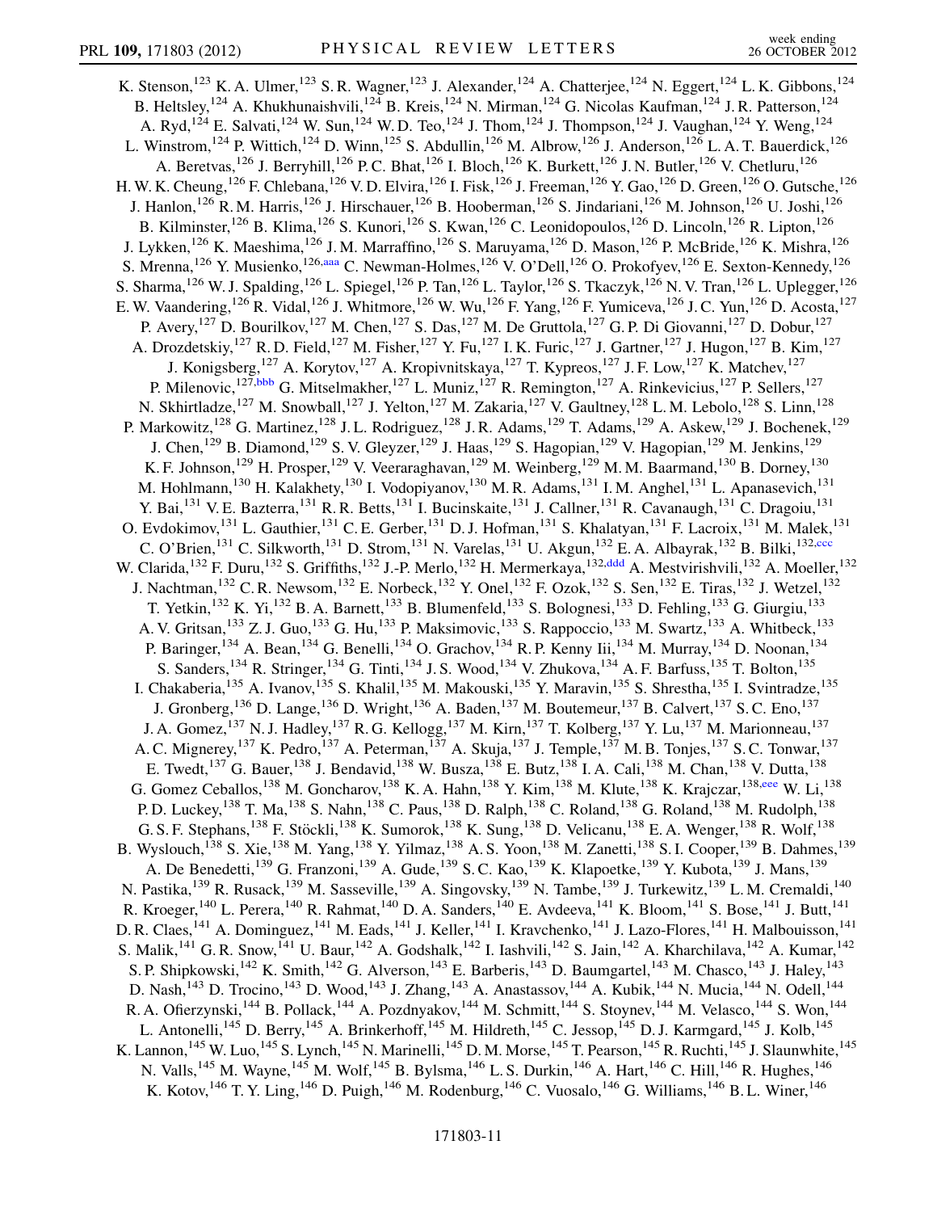K. Stenson,[123] K. A. Ulmer,[123] S. R. Wagner,[123] J. Alexander,[124] A. Chatterjee,[124] N. Eggert,[124] L. K. Gibbons,[124] B. Heltsley,[124] A. Khukhunaishvili,[124] B. Kreis,[124] N. Mirman,[124] G. Nicolas Kaufman,[124] J. R. Patterson,[124] A. Ryd,[124] E. Salvati,[124] W. Sun,[124] W. D. Teo,[124] J. Thom,[124] J. Thompson,[124] J. Vaughan,[124] Y. Weng,[124] L. Winstrom,[124] P. Wittich,[124] D. Winn,[125] S. Abdullin,[126] M. Albrow,[126] J. Anderson,[126] L. A. T. Bauerdick,[126] A. Beretvas,[126] J. Berryhill,[126] P. C. Bhat,[126] I. Bloch,[126] K. Burkett,[126] J. N. Butler,[126] V. Chetluru,[126] H. W. K. Cheung,[126] F. Chlebana,[126] V. D. Elvira,[126] I. Fisk,[126] J. Freeman,[126] Y. Gao,[126] D. Green,[126] O. Gutsche,[126] J. Hanlon,[126] R. M. Harris,[126] J. Hirschauer,[126] B. Hooberman,[126] S. Jindariani,[126] M. Johnson,[126] U. Joshi,[126] B. Kilminster,[126] B. Klima,[126] S. Kunori,[126] S. Kwan,[126] C. Leonidopoulos,[126] D. Lincoln,[126] R. Lipton,[126] J. Lykken,[126] K. Maeshima,[126] J. M. Marraffino,[126] S. Maruyama,[126] D. Mason,[126] P. McBride,[126] K. Mishra,[126] S. Mrenna,[126] Y. Musienko,[126,aaa] C. Newman-Holmes,[126] V. O'Dell,[126] O. Prokofyev,[126] E. Sexton-Kennedy,[126] S. Sharma,[126] W. J. Spalding,[126] L. Spiegel,[126] P. Tan,[126] L. Taylor,[126] S. Tkaczyk,[126] N. V. Tran,[126] L. Uplegger,[126] E. W. Vaandering,[126] R. Vidal,[126] J. Whitmore,[126] W. Wu,[126] F. Yang,[126] F. Yumiceva,[126] J. C. Yun,[126] D. Acosta,[127] P. Avery,[127] D. Bourilkov,[127] M. Chen,[127] S. Das,[127] M. De Gruttola,[127] G. P. Di Giovanni,[127] D. Dobur,[127] A. Drozdetskiy,[127] R. D. Field,[127] M. Fisher,[127] Y. Fu,[127] I. K. Furic,[127] J. Gartner,[127] J. Hugon,[127] B. Kim,[127] J. Konigsberg,[127] A. Korytov,[127] A. Kropivnitskaya,[127] T. Kypreos,[127] J. F. Low,[127] K. Matchev,[127] P. Milenovic,[127,bbb] G. Mitselmakher,[127] L. Muniz,[127] R. Remington,[127] A. Rinkevicius,[127] P. Sellers,[127] N. Skhirtladze,[127] M. Snowball,[127] J. Yelton,[127] M. Zakaria,[127] V. Gaultney,[128] L. M. Lebolo,[128] S. Linn,[128] P. Markowitz,[128] G. Martinez,[128] J. L. Rodriguez,[128] J. R. Adams,[129] T. Adams,[129] A. Askew,[129] J. Bochenek,[129] J. Chen,[129] B. Diamond,[129] S. V. Gleyzer,[129] J. Haas,[129] S. Hagopian,[129] V. Hagopian,[129] M. Jenkins,[129] K. F. Johnson,[129] H. Prosper,[129] V. Veeraraghavan,[129] M. Weinberg,[129] M. M. Baarmand,[130] B. Dorney,[130] M. Hohlmann,[130] H. Kalakhety,[130] I. Vodopiyanov,[130] M. R. Adams,[131] I. M. Anghel,[131] L. Apanasevich,[131] Y. Bai,[131] V. E. Bazterra,[131] R. R. Betts,[131] I. Bucinskaite,[131] J. Callner,[131] R. Cavanaugh,[131] C. Dragoiu,[131] O. Evdokimov,[131] L. Gauthier,[131] C. E. Gerber,[131] D. J. Hofman,[131] S. Khalatyan,[131] F. Lacroix,[131] M. Malek,[131] C. O'Brien,[131] C. Silkworth,[131] D. Strom,[131] N. Varelas,[131] U. Akgun,[132] E. A. Albayrak,[132] B. Bilki,[132,ccc] W. Clarida,[132] F. Duru,[132] S. Griffiths,[132] J.-P. Merlo,[132] H. Mermerkaya,[132,ddd] A. Mestvirishvili,[132] A. Moeller,[132] J. Nachtman,[132] C. R. Newsom,[132] E. Norbeck,[132] Y. Onel,[132] F. Ozok,[132] S. Sen,[132] E. Tiras,[132] J. Wetzel,[132] T. Yetkin,[132] K. Yi,[132] B. A. Barnett,[133] B. Blumenfeld,[133] S. Bolognesi,[133] D. Fehling,[133] G. Giurgiu,[133] A. V. Gritsan,[133] Z. J. Guo,[133] G. Hu,[133] P. Maksimovic,[133] S. Rappoccio,[133] M. Swartz,[133] A. Whitbeck,[133] P. Baringer,[134] A. Bean,[134] G. Benelli,[134] O. Grachov,[134] R. P. Kenny Iii,[134] M. Murray,[134] D. Noonan,[134] S. Sanders,[134] R. Stringer,[134] G. Tinti,[134] J. S. Wood,[134] V. Zhukova,[134] A. F. Barfuss,[135] T. Bolton,[135] I. Chakaberia,[135] A. Ivanov,[135] S. Khalil,[135] M. Makouski,[135] Y. Maravin,[135] S. Shrestha,[135] I. Svintradze,[135] J. Gronberg,[136] D. Lange,[136] D. Wright,[136] A. Baden,[137] M. Boutemeur,[137] B. Calvert,[137] S. C. Eno,[137] J. A. Gomez,[137] N. J. Hadley,[137] R. G. Kellogg,[137] M. Kirn,[137] T. Kolberg,[137] Y. Lu,[137] M. Marionneau,[137] A. C. Mignerey,[137] K. Pedro,[137] A. Peterman,[137] A. Skuja,[137] J. Temple,[137] M. B. Tonjes,[137] S. C. Tonwar,[137] E. Twedt,[137] G. Bauer,[138] J. Bendavid,[138] W. Busza,[138] E. Butz,[138] I. A. Cali,[138] M. Chan,[138] V. Dutta,[138] G. Gomez Ceballos,[138] M. Goncharov,[138] K. A. Hahn,[138] Y. Kim,[138] M. Klute,[138] K. Krajczar,[138,eee] W. Li,[138] P. D. Luckey,[138] T. Ma,[138] S. Nahn,[138] C. Paus,[138] D. Ralph,[138] C. Roland,[138] G. Roland,[138] M. Rudolph,[138] G. S. F. Stephans,[138] F. Stöckli,[138] K. Sumorok,[138] K. Sung,[138] D. Velicanu,[138] E. A. Wenger,[138] R. Wolf,[138] B. Wyslouch,[138] S. Xie,[138] M. Yang,[138] Y. Yilmaz,[138] A. S. Yoon,[138] M. Zanetti,[138] S. I. Cooper,[139] B. Dahmes,[139] A. De Benedetti,[139] G. Franzoni,[139] A. Gude,[139] S. C. Kao,[139] K. Klapoetke,[139] Y. Kubota,[139] J. Mans,[139] N. Pastika,[139] R. Rusack,[139] M. Sasseville,[139] A. Singovsky,[139] N. Tambe,[139] J. Turkewitz,[139] L. M. Cremaldi,[140] R. Kroeger,[140] L. Perera,[140] R. Rahmat,[140] D. A. Sanders,[140] E. Avdeeva,[141] K. Bloom,[141] S. Bose,[141] J. Butt,[141] D. R. Claes,[141] A. Dominguez,[141] M. Eads,[141] J. Keller,[141] I. Kravchenko,[141] J. Lazo-Flores,[141] H. Malbouisson,[141] S. Malik,[141] G. R. Snow,[141] U. Baur,[142] A. Godshalk,[142] I. Iashvili,[142] S. Jain,[142] A. Kharchilava,[142] A. Kumar,[142] S. P. Shipkowski,[142] K. Smith,[142] G. Alverson,[143] E. Barberis,[143] D. Baumgartel,[143] M. Chasco,[143] J. Haley,[143] D. Nash,[143] D. Trocino,[143] D. Wood,[143] J. Zhang,[143] A. Anastassov,[144] A. Kubik,[144] N. Mucia,[144] N. Odell,[144] R. A. Ofierzynski,[144] B. Pollack,[144] A. Pozdnyakov,[144] M. Schmitt,[144] S. Stoynev,[144] M. Velasco,[144] S. Won,[144] L. Antonelli,[145] D. Berry,[145] A. Brinkerhoff,[145] M. Hildreth,[145] C. Jessop,[145] D. J. Karmgard,[145] J. Kolb,[145] K. Lannon,[145] W. Luo,[145] S. Lynch,[145] N. Marinelli,[145] D. M. Morse,[145] T. Pearson,[145] R. Ruchti,[145] J. Slaunwhite,[145] N. Valls,[145] M. Wayne,[145] M. Wolf,[145] B. Bylsma,[146] L. S. Durkin,[146] A. Hart,[146] C. Hill,[146] R. Hughes,[146] K. Kotov,[146] T. Y. Ling,[146] D. Puigh,[146] M. Rodenburg,[146] C. Vuosalo,[146] G. Williams,[146] B. L. Winer,[146]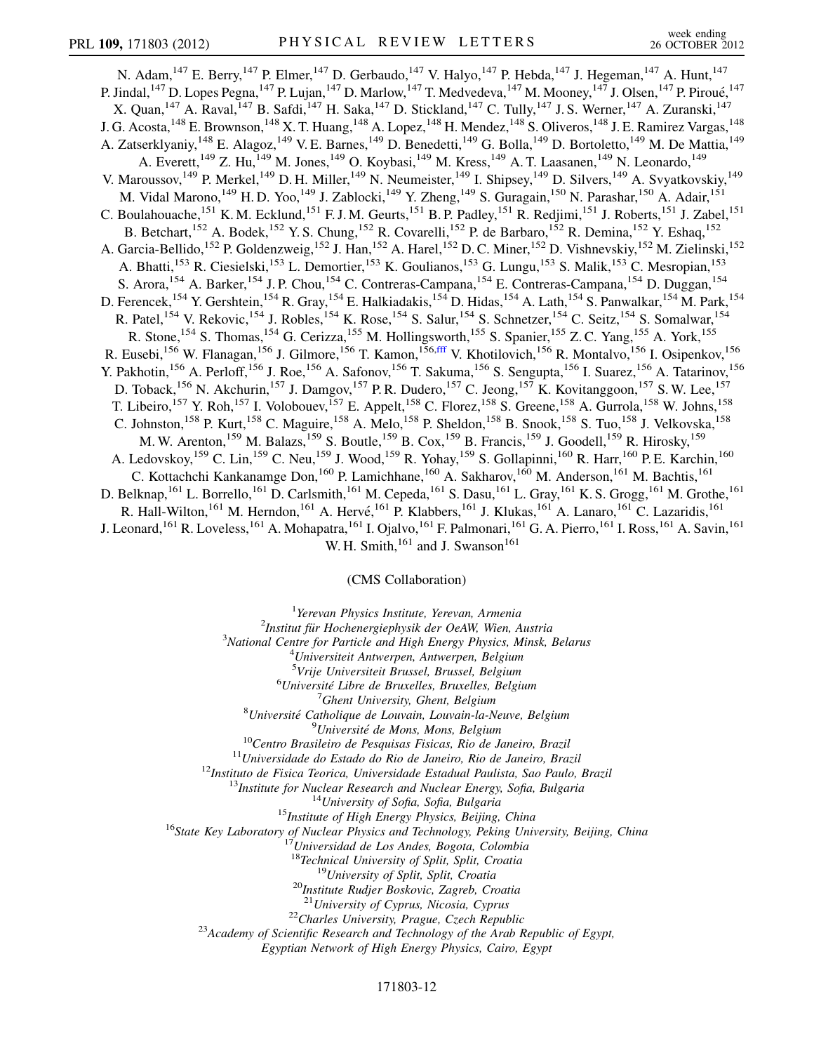N. Adam,[147] E. Berry,[147] P. Elmer,[147] D. Gerbaudo,[147] V. Halyo,[147] P. Hebda,[147] J. Hegeman,[147] A. Hunt,[147] P. Jindal,[147] D. Lopes Pegna,[147] P. Lujan,[147] D. Marlow,[147] T. Medvedeva,[147] M. Mooney,[147] J. Olsen,[147] P. Piroué,[147] X. Quan,[147] A. Raval,[147] B. Safdi,[147] H. Saka,[147] D. Stickland,[147] C. Tully,[147] J. S. Werner,[147] A. Zuranski,[147] J. G. Acosta,[148] E. Brownson,[148] X. T. Huang,[148] A. Lopez,[148] H. Mendez,[148] S. Oliveros,[148] J. E. Ramirez Vargas,[148] A. Zatserklyaniy,[148] E. Alagoz,[149] V. E. Barnes,[149] D. Benedetti,[149] G. Bolla,[149] D. Bortoletto,[149] M. De Mattia,[149] A. Everett,[149] Z. Hu,[149] M. Jones,[149] O. Koybasi,[149] M. Kress,[149] A. T. Laasanen,[149] N. Leonardo,[149] V. Maroussov,[149] P. Merkel,[149] D. H. Miller,[149] N. Neumeister,[149] I. Shipsey,[149] D. Silvers,[149] A. Svyatkovskiy,[149] M. Vidal Marono,[149] H. D. Yoo,[149] J. Zablocki,[149] Y. Zheng,[149] S. Guragain,[150] N. Parashar,[150] A. Adair,[151] C. Boulahouache,[151] K. M. Ecklund,[151] F. J. M. Geurts,[151] B. P. Padley,[151] R. Redjimi,[151] J. Roberts,[151] J. Zabel,[151] B. Betchart,[152] A. Bodek,[152] Y. S. Chung,[152] R. Covarelli,[152] P. de Barbaro,[152] R. Demina,[152] Y. Eshaq,[152] A. Garcia-Bellido,[152] P. Goldenzweig,[152] J. Han,[152] A. Harel,[152] D. C. Miner,[152] D. Vishnevskiy,[152] M. Zielinski,[152] A. Bhatti,[153] R. Ciesielski,[153] L. Demortier,[153] K. Goulianos,[153] G. Lungu,[153] S. Malik,[153] C. Mesropian,[153] S. Arora,[154] A. Barker,[154] J. P. Chou,[154] C. Contreras-Campana,[154] E. Contreras-Campana,[154] D. Duggan,[154] D. Ferencek,[154] Y. Gershtein,[154] R. Gray,[154] E. Halkiadakis,[154] D. Hidas,[154] A. Lath,[154] S. Panwalkar,[154] M. Park,[154] R. Patel,[154] V. Rekovic,[154] J. Robles,[154] K. Rose,[154] S. Salur,[154] S. Schnetzer,[154] C. Seitz,[154] S. Somalwar,[154] R. Stone,[154] S. Thomas,[154] G. Cerizza,[155] M. Hollingsworth,[155] S. Spanier,[155] Z. C. Yang,[155] A. York,[155] R. Eusebi,[156] W. Flanagan,[156] J. Gilmore,[156] T. Kamon,[156,fff] V. Khotilovich,[156] R. Montalvo,[156] I. Osipenkov,[156] Y. Pakhotin,[156] A. Perloff,[156] J. Roe,[156] A. Safonov,[156] T. Sakuma,[156] S. Sengupta,[156] I. Suarez,[156] A. Tatarinov,[156] D. Toback,[156] N. Akchurin,[157] J. Damgov,[157] P. R. Dudero,[157] C. Jeong,[157] K. Kovitanggoon,[157] S. W. Lee,[157] T. Libeiro,[157] Y. Roh,[157] I. Volobouev,[157] E. Appelt,[158] C. Florez,[158] S. Greene,[158] A. Gurrola,[158] W. Johns,[158] C. Johnston,[158] P. Kurt,[158] C. Maguire,[158] A. Melo,[158] P. Sheldon,[158] B. Snook,[158] S. Tuo,[158] J. Velkovska,[158] M. W. Arenton,[159] M. Balazs,[159] S. Boutle,[159] B. Cox,[159] B. Francis,[159] J. Goodell,[159] R. Hirosky,[159] A. Ledovskoy,[159] C. Lin,[159] C. Neu,[159] J. Wood,[159] R. Yohay,[159] S. Gollapinni,[160] R. Harr,[160] P. E. Karchin,[160] C. Kottachchi Kankanamge Don,[160] P. Lamichhane,[160] A. Sakharov,[160] M. Anderson,[161] M. Bachtis,[161] D. Belknap,[161] L. Borrello,[161] D. Carlsmith,[161] M. Cepeda,[161] S. Dasu,[161] L. Gray,[161] K. S. Grogg,[161] M. Grothe,[161] R. Hall-Wilton,[161] M. Herndon,[161] A. Hervé,[161] P. Klabbers,[161] J. Klukas,[161] A. Lanaro,[161] C. Lazaridis,[161] J. Leonard,[161] R. Loveless,[161] A. Mohapatra,[161] I. Ojalvo,[161] F. Palmonari,[161] G. A. Pierro,[161] I. Ross,[161] A. Savin,[161] W. H. Smith,[161] and J. Swanson[161]

(CMS Collaboration)

[1]*Yerevan Physics Institute, Yerevan, Armenia*
[2]*Institut für Hochenergiephysik der OeAW, Wien, Austria*
[3]*National Centre for Particle and High Energy Physics, Minsk, Belarus*
[4]*Universiteit Antwerpen, Antwerpen, Belgium*
[5]*Vrije Universiteit Brussel, Brussel, Belgium*
[6]*Université Libre de Bruxelles, Bruxelles, Belgium*
[7]*Ghent University, Ghent, Belgium*
[8]*Université Catholique de Louvain, Louvain-la-Neuve, Belgium*
[9]*Université de Mons, Mons, Belgium*
[10]*Centro Brasileiro de Pesquisas Fisicas, Rio de Janeiro, Brazil*
[11]*Universidade do Estado do Rio de Janeiro, Rio de Janeiro, Brazil*
[12]*Instituto de Fisica Teorica, Universidade Estadual Paulista, Sao Paulo, Brazil*
[13]*Institute for Nuclear Research and Nuclear Energy, Sofia, Bulgaria*
[14]*University of Sofia, Sofia, Bulgaria*
[15]*Institute of High Energy Physics, Beijing, China*
[16]*State Key Laboratory of Nuclear Physics and Technology, Peking University, Beijing, China*
[17]*Universidad de Los Andes, Bogota, Colombia*
[18]*Technical University of Split, Split, Croatia*
[19]*University of Split, Split, Croatia*
[20]*Institute Rudjer Boskovic, Zagreb, Croatia*
[21]*University of Cyprus, Nicosia, Cyprus*
[22]*Charles University, Prague, Czech Republic*
[23]*Academy of Scientific Research and Technology of the Arab Republic of Egypt, Egyptian Network of High Energy Physics, Cairo, Egypt*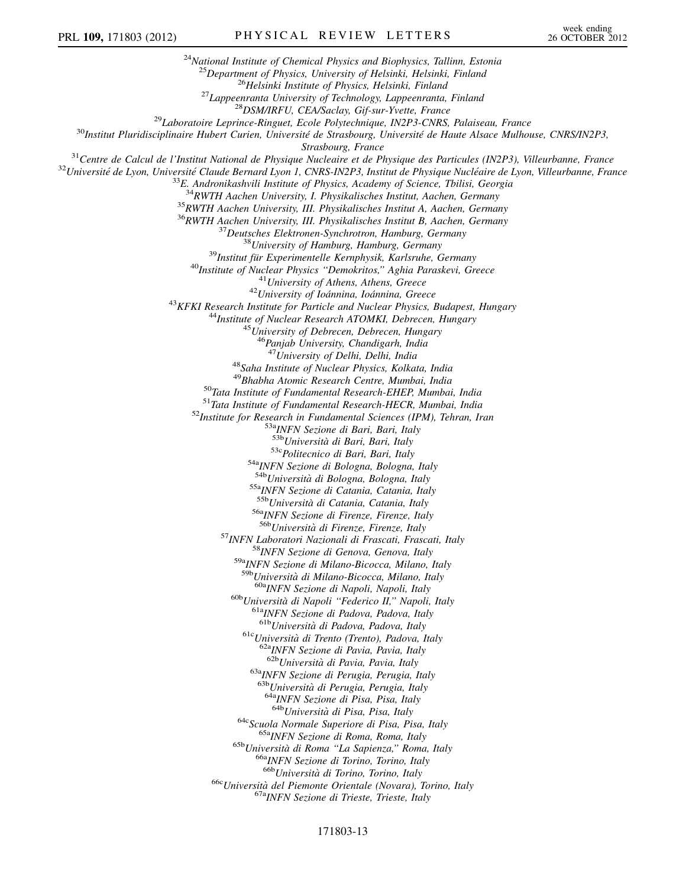[24]National Institute of Chemical Physics and Biophysics, Tallinn, Estonia
[25]Department of Physics, University of Helsinki, Helsinki, Finland
[26]Helsinki Institute of Physics, Helsinki, Finland
[27]Lappeenranta University of Technology, Lappeenranta, Finland
[28]DSM/IRFU, CEA/Saclay, Gif-sur-Yvette, France
[29]Laboratoire Leprince-Ringuet, Ecole Polytechnique, IN2P3-CNRS, Palaiseau, France
[30]Institut Pluridisciplinaire Hubert Curien, Université de Strasbourg, Université de Haute Alsace Mulhouse, CNRS/IN2P3, Strasbourg, France
[31]Centre de Calcul de l'Institut National de Physique Nucleaire et de Physique des Particules (IN2P3), Villeurbanne, France
[32]Université de Lyon, Université Claude Bernard Lyon 1, CNRS-IN2P3, Institut de Physique Nucléaire de Lyon, Villeurbanne, France
[33]E. Andronikashvili Institute of Physics, Academy of Science, Tbilisi, Georgia
[34]RWTH Aachen University, I. Physikalisches Institut, Aachen, Germany
[35]RWTH Aachen University, III. Physikalisches Institut A, Aachen, Germany
[36]RWTH Aachen University, III. Physikalisches Institut B, Aachen, Germany
[37]Deutsches Elektronen-Synchrotron, Hamburg, Germany
[38]University of Hamburg, Hamburg, Germany
[39]Institut für Experimentelle Kernphysik, Karlsruhe, Germany
[40]Institute of Nuclear Physics "Demokritos," Aghia Paraskevi, Greece
[41]University of Athens, Athens, Greece
[42]University of Ioánnina, Ioánnina, Greece
[43]KFKI Research Institute for Particle and Nuclear Physics, Budapest, Hungary
[44]Institute of Nuclear Research ATOMKI, Debrecen, Hungary
[45]University of Debrecen, Debrecen, Hungary
[46]Panjab University, Chandigarh, India
[47]University of Delhi, Delhi, India
[48]Saha Institute of Nuclear Physics, Kolkata, India
[49]Bhabha Atomic Research Centre, Mumbai, India
[50]Tata Institute of Fundamental Research-EHEP, Mumbai, India
[51]Tata Institute of Fundamental Research-HECR, Mumbai, India
[52]Institute for Research in Fundamental Sciences (IPM), Tehran, Iran
[53a]INFN Sezione di Bari, Bari, Italy
[53b]Università di Bari, Bari, Italy
[53c]Politecnico di Bari, Bari, Italy
[54a]INFN Sezione di Bologna, Bologna, Italy
[54b]Università di Bologna, Bologna, Italy
[55a]INFN Sezione di Catania, Catania, Italy
[55b]Università di Catania, Catania, Italy
[56a]INFN Sezione di Firenze, Firenze, Italy
[56b]Università di Firenze, Firenze, Italy
[57]INFN Laboratori Nazionali di Frascati, Frascati, Italy
[58]INFN Sezione di Genova, Genova, Italy
[59a]INFN Sezione di Milano-Bicocca, Milano, Italy
[59b]Università di Milano-Bicocca, Milano, Italy
[60a]INFN Sezione di Napoli, Napoli, Italy
[60b]Università di Napoli "Federico II," Napoli, Italy
[61a]INFN Sezione di Padova, Padova, Italy
[61b]Università di Padova, Padova, Italy
[61c]Università di Trento (Trento), Padova, Italy
[62a]INFN Sezione di Pavia, Pavia, Italy
[62b]Università di Pavia, Pavia, Italy
[63a]INFN Sezione di Perugia, Perugia, Italy
[63b]Università di Perugia, Perugia, Italy
[64a]INFN Sezione di Pisa, Pisa, Italy
[64b]Università di Pisa, Pisa, Italy
[64c]Scuola Normale Superiore di Pisa, Pisa, Italy
[65a]INFN Sezione di Roma, Roma, Italy
[65b]Università di Roma "La Sapienza," Roma, Italy
[66a]INFN Sezione di Torino, Torino, Italy
[66b]Università di Torino, Torino, Italy
[66c]Università del Piemonte Orientale (Novara), Torino, Italy
[67a]INFN Sezione di Trieste, Trieste, Italy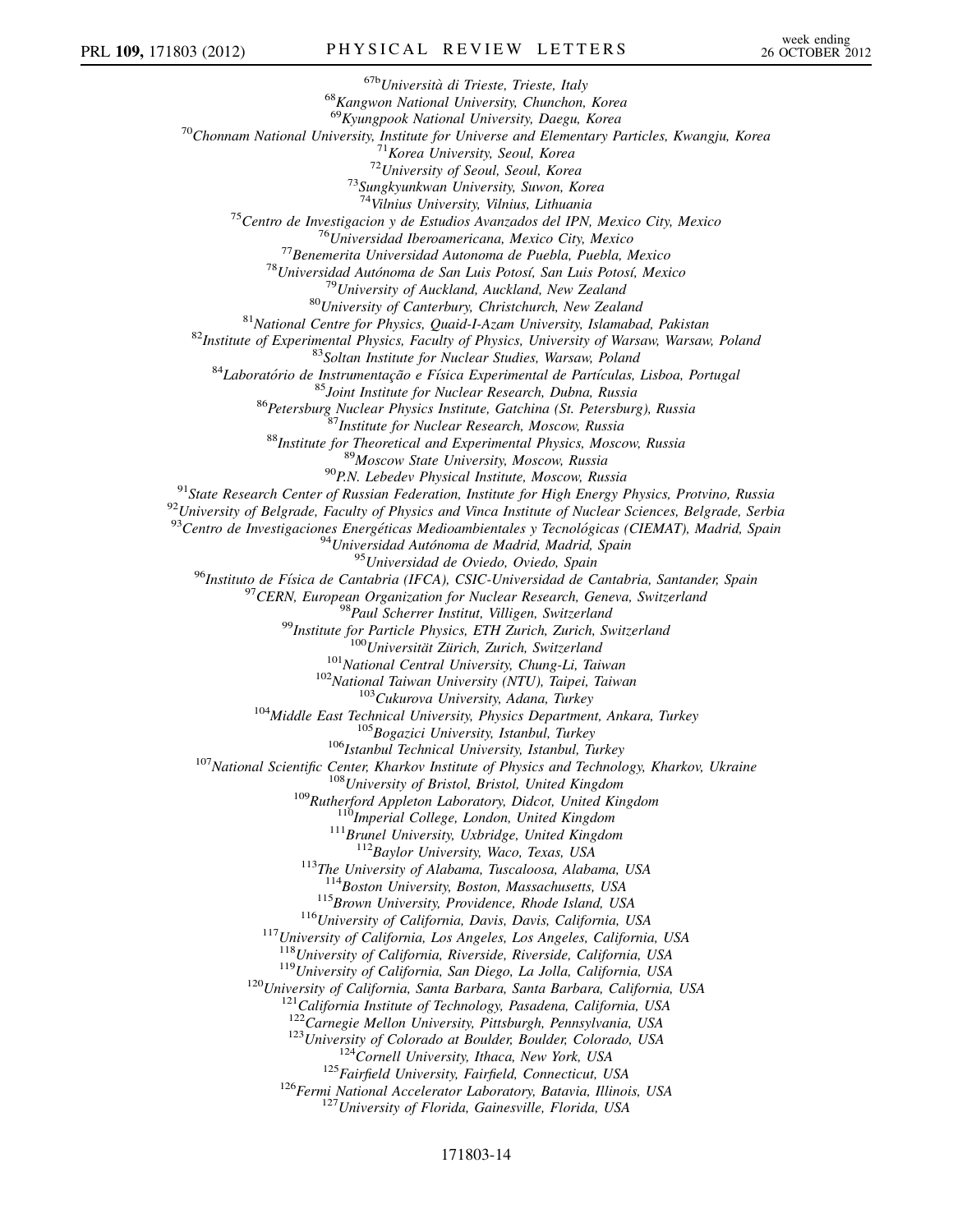[67b]Università di Trieste, Trieste, Italy
[68]Kangwon National University, Chunchon, Korea
[69]Kyungpook National University, Daegu, Korea
[70]Chonnam National University, Institute for Universe and Elementary Particles, Kwangju, Korea
[71]Korea University, Seoul, Korea
[72]University of Seoul, Seoul, Korea
[73]Sungkyunkwan University, Suwon, Korea
[74]Vilnius University, Vilnius, Lithuania
[75]Centro de Investigacion y de Estudios Avanzados del IPN, Mexico City, Mexico
[76]Universidad Iberoamericana, Mexico City, Mexico
[77]Benemerita Universidad Autonoma de Puebla, Puebla, Mexico
[78]Universidad Autónoma de San Luis Potosí, San Luis Potosí, Mexico
[79]University of Auckland, Auckland, New Zealand
[80]University of Canterbury, Christchurch, New Zealand
[81]National Centre for Physics, Quaid-I-Azam University, Islamabad, Pakistan
[82]Institute of Experimental Physics, Faculty of Physics, University of Warsaw, Warsaw, Poland
[83]Soltan Institute for Nuclear Studies, Warsaw, Poland
[84]Laboratório de Instrumentação e Física Experimental de Partículas, Lisboa, Portugal
[85]Joint Institute for Nuclear Research, Dubna, Russia
[86]Petersburg Nuclear Physics Institute, Gatchina (St. Petersburg), Russia
[87]Institute for Nuclear Research, Moscow, Russia
[88]Institute for Theoretical and Experimental Physics, Moscow, Russia
[89]Moscow State University, Moscow, Russia
[90]P.N. Lebedev Physical Institute, Moscow, Russia
[91]State Research Center of Russian Federation, Institute for High Energy Physics, Protvino, Russia
[92]University of Belgrade, Faculty of Physics and Vinca Institute of Nuclear Sciences, Belgrade, Serbia
[93]Centro de Investigaciones Energéticas Medioambientales y Tecnológicas (CIEMAT), Madrid, Spain
[94]Universidad Autónoma de Madrid, Madrid, Spain
[95]Universidad de Oviedo, Oviedo, Spain
[96]Instituto de Física de Cantabria (IFCA), CSIC-Universidad de Cantabria, Santander, Spain
[97]CERN, European Organization for Nuclear Research, Geneva, Switzerland
[98]Paul Scherrer Institut, Villigen, Switzerland
[99]Institute for Particle Physics, ETH Zurich, Zurich, Switzerland
[100]Universität Zürich, Zurich, Switzerland
[101]National Central University, Chung-Li, Taiwan
[102]National Taiwan University (NTU), Taipei, Taiwan
[103]Cukurova University, Adana, Turkey
[104]Middle East Technical University, Physics Department, Ankara, Turkey
[105]Bogazici University, Istanbul, Turkey
[106]Istanbul Technical University, Istanbul, Turkey
[107]National Scientific Center, Kharkov Institute of Physics and Technology, Kharkov, Ukraine
[108]University of Bristol, Bristol, United Kingdom
[109]Rutherford Appleton Laboratory, Didcot, United Kingdom
[110]Imperial College, London, United Kingdom
[111]Brunel University, Uxbridge, United Kingdom
[112]Baylor University, Waco, Texas, USA
[113]The University of Alabama, Tuscaloosa, Alabama, USA
[114]Boston University, Boston, Massachusetts, USA
[115]Brown University, Providence, Rhode Island, USA
[116]University of California, Davis, Davis, California, USA
[117]University of California, Los Angeles, Los Angeles, California, USA
[118]University of California, Riverside, Riverside, California, USA
[119]University of California, San Diego, La Jolla, California, USA
[120]University of California, Santa Barbara, Santa Barbara, California, USA
[121]California Institute of Technology, Pasadena, California, USA
[122]Carnegie Mellon University, Pittsburgh, Pennsylvania, USA
[123]University of Colorado at Boulder, Boulder, Colorado, USA
[124]Cornell University, Ithaca, New York, USA
[125]Fairfield University, Fairfield, Connecticut, USA
[126]Fermi National Accelerator Laboratory, Batavia, Illinois, USA
[127]University of Florida, Gainesville, Florida, USA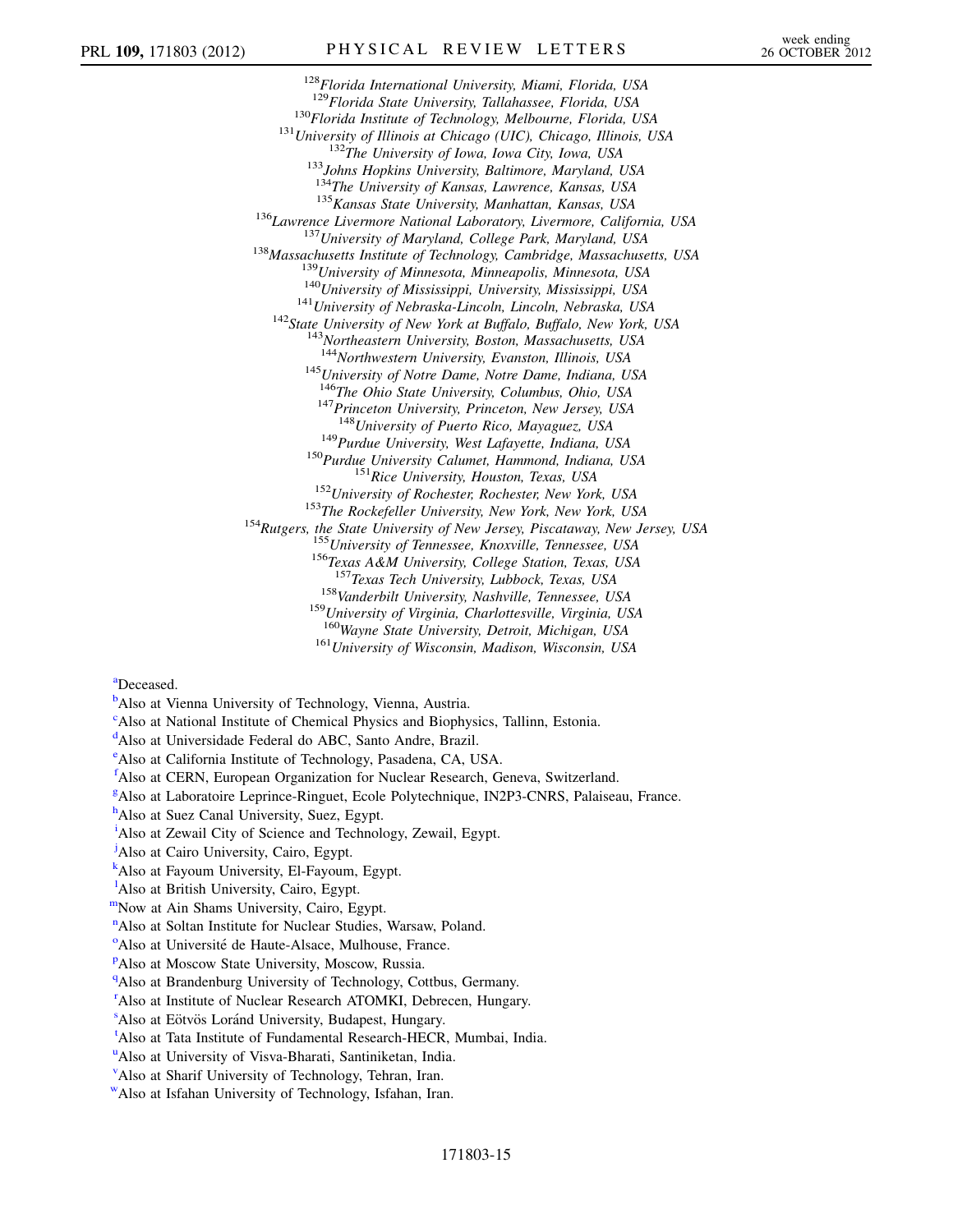[128]Florida International University, Miami, Florida, USA
[129]Florida State University, Tallahassee, Florida, USA
[130]Florida Institute of Technology, Melbourne, Florida, USA
[131]University of Illinois at Chicago (UIC), Chicago, Illinois, USA
[132]The University of Iowa, Iowa City, Iowa, USA
[133]Johns Hopkins University, Baltimore, Maryland, USA
[134]The University of Kansas, Lawrence, Kansas, USA
[135]Kansas State University, Manhattan, Kansas, USA
[136]Lawrence Livermore National Laboratory, Livermore, California, USA
[137]University of Maryland, College Park, Maryland, USA
[138]Massachusetts Institute of Technology, Cambridge, Massachusetts, USA
[139]University of Minnesota, Minneapolis, Minnesota, USA
[140]University of Mississippi, University, Mississippi, USA
[141]University of Nebraska-Lincoln, Lincoln, Nebraska, USA
[142]State University of New York at Buffalo, Buffalo, New York, USA
[143]Northeastern University, Boston, Massachusetts, USA
[144]Northwestern University, Evanston, Illinois, USA
[145]University of Notre Dame, Notre Dame, Indiana, USA
[146]The Ohio State University, Columbus, Ohio, USA
[147]Princeton University, Princeton, New Jersey, USA
[148]University of Puerto Rico, Mayaguez, USA
[149]Purdue University, West Lafayette, Indiana, USA
[150]Purdue University Calumet, Hammond, Indiana, USA
[151]Rice University, Houston, Texas, USA
[152]University of Rochester, Rochester, New York, USA
[153]The Rockefeller University, New York, New York, USA
[154]Rutgers, the State University of New Jersey, Piscataway, New Jersey, USA
[155]University of Tennessee, Knoxville, Tennessee, USA
[156]Texas A&M University, College Station, Texas, USA
[157]Texas Tech University, Lubbock, Texas, USA
[158]Vanderbilt University, Nashville, Tennessee, USA
[159]University of Virginia, Charlottesville, Virginia, USA
[160]Wayne State University, Detroit, Michigan, USA
[161]University of Wisconsin, Madison, Wisconsin, USA

[a]Deceased.
[b]Also at Vienna University of Technology, Vienna, Austria.
[c]Also at National Institute of Chemical Physics and Biophysics, Tallinn, Estonia.
[d]Also at Universidade Federal do ABC, Santo Andre, Brazil.
[e]Also at California Institute of Technology, Pasadena, CA, USA.
[f]Also at CERN, European Organization for Nuclear Research, Geneva, Switzerland.
[g]Also at Laboratoire Leprince-Ringuet, Ecole Polytechnique, IN2P3-CNRS, Palaiseau, France.
[h]Also at Suez Canal University, Suez, Egypt.
[i]Also at Zewail City of Science and Technology, Zewail, Egypt.
[j]Also at Cairo University, Cairo, Egypt.
[k]Also at Fayoum University, El-Fayoum, Egypt.
[l]Also at British University, Cairo, Egypt.
[m]Now at Ain Shams University, Cairo, Egypt.
[n]Also at Soltan Institute for Nuclear Studies, Warsaw, Poland.
[o]Also at Université de Haute-Alsace, Mulhouse, France.
[p]Also at Moscow State University, Moscow, Russia.
[q]Also at Brandenburg University of Technology, Cottbus, Germany.
[r]Also at Institute of Nuclear Research ATOMKI, Debrecen, Hungary.
[s]Also at Eötvös Loránd University, Budapest, Hungary.
[t]Also at Tata Institute of Fundamental Research-HECR, Mumbai, India.
[u]Also at University of Visva-Bharati, Santiniketan, India.
[v]Also at Sharif University of Technology, Tehran, Iran.
[w]Also at Isfahan University of Technology, Isfahan, Iran.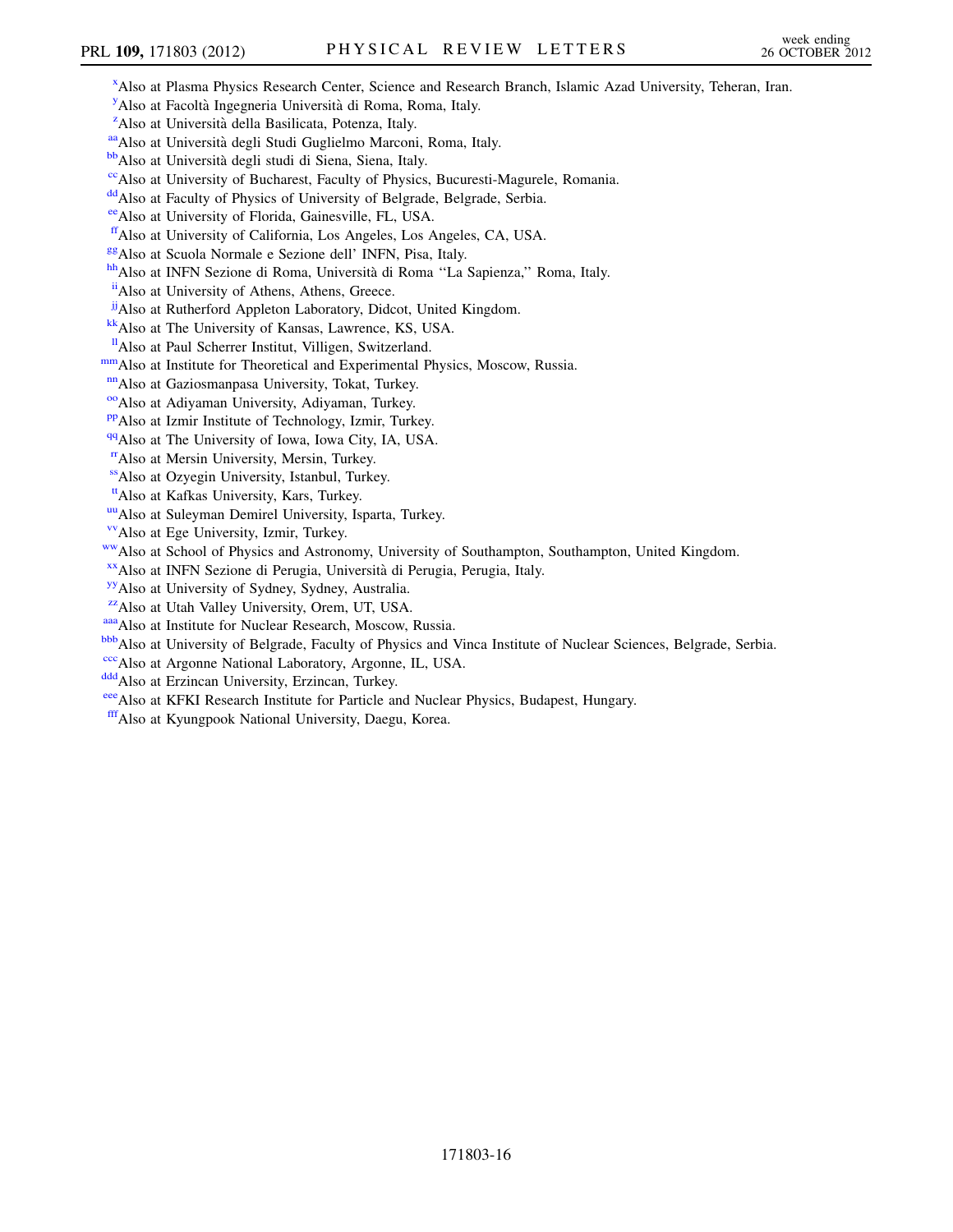[x]Also at Plasma Physics Research Center, Science and Research Branch, Islamic Azad University, Teheran, Iran.

[y]Also at Facoltà Ingegneria Università di Roma, Roma, Italy.

[z]Also at Università della Basilicata, Potenza, Italy.

[aa]Also at Università degli Studi Guglielmo Marconi, Roma, Italy.

[bb]Also at Università degli studi di Siena, Siena, Italy.

[cc]Also at University of Bucharest, Faculty of Physics, Bucuresti-Magurele, Romania.

[dd]Also at Faculty of Physics of University of Belgrade, Belgrade, Serbia.

[ee]Also at University of Florida, Gainesville, FL, USA.

[ff]Also at University of California, Los Angeles, Los Angeles, CA, USA.

[gg]Also at Scuola Normale e Sezione dell' INFN, Pisa, Italy.

[hh]Also at INFN Sezione di Roma, Università di Roma "La Sapienza," Roma, Italy.

[ii]Also at University of Athens, Athens, Greece.

[jj]Also at Rutherford Appleton Laboratory, Didcot, United Kingdom.

[kk]Also at The University of Kansas, Lawrence, KS, USA.

[ll]Also at Paul Scherrer Institut, Villigen, Switzerland.

[mm]Also at Institute for Theoretical and Experimental Physics, Moscow, Russia.

[nn]Also at Gaziosmanpasa University, Tokat, Turkey.

[oo]Also at Adiyaman University, Adiyaman, Turkey.

[pp]Also at Izmir Institute of Technology, Izmir, Turkey.

[qq]Also at The University of Iowa, Iowa City, IA, USA.

[rr]Also at Mersin University, Mersin, Turkey.

[ss]Also at Ozyegin University, Istanbul, Turkey.

[tt]Also at Kafkas University, Kars, Turkey.

[uu]Also at Suleyman Demirel University, Isparta, Turkey.

[vv]Also at Ege University, Izmir, Turkey.

[ww]Also at School of Physics and Astronomy, University of Southampton, Southampton, United Kingdom.

[xx]Also at INFN Sezione di Perugia, Università di Perugia, Perugia, Italy.

[yy]Also at University of Sydney, Sydney, Australia.

[zz]Also at Utah Valley University, Orem, UT, USA.

[aaa]Also at Institute for Nuclear Research, Moscow, Russia.

[bbb]Also at University of Belgrade, Faculty of Physics and Vinca Institute of Nuclear Sciences, Belgrade, Serbia.

[ccc]Also at Argonne National Laboratory, Argonne, IL, USA.

[ddd]Also at Erzincan University, Erzincan, Turkey.

[eee]Also at KFKI Research Institute for Particle and Nuclear Physics, Budapest, Hungary.

[fff]Also at Kyungpook National University, Daegu, Korea.